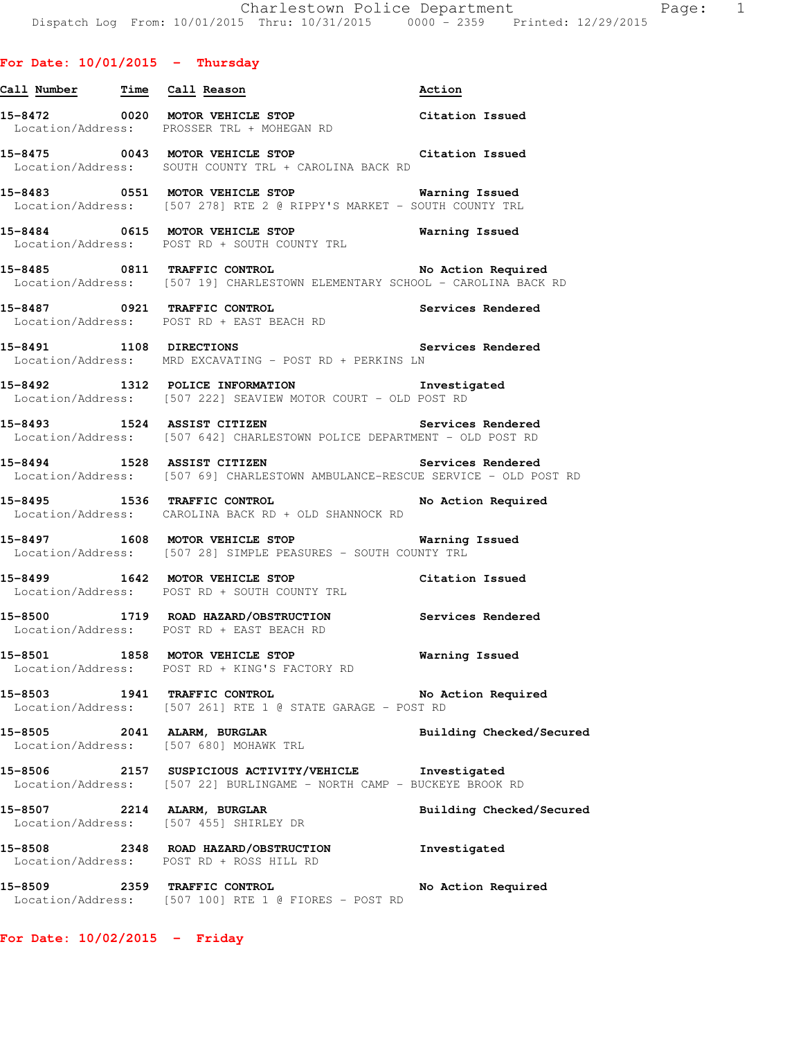Charlestown Police Department
Dispatch Log From: 10/01/2015 Thru: 10/31/2015 0000 - 2359 Printed: 12/29/2015

**For Date: 10/01/2015 - Thursday**

| Call Number | Time | Call Reason | Action |
|---|---|---|---|
| 15-8472 | 0020 | MOTOR VEHICLE STOP | Citation Issued |
| | | Location/Address: PROSSER TRL + MOHEGAN RD | |
| 15-8475 | 0043 | MOTOR VEHICLE STOP | Citation Issued |
| | | Location/Address: SOUTH COUNTY TRL + CAROLINA BACK RD | |
| 15-8483 | 0551 | MOTOR VEHICLE STOP | Warning Issued |
| | | Location/Address: [507 278] RTE 2 @ RIPPY'S MARKET - SOUTH COUNTY TRL | |
| 15-8484 | 0615 | MOTOR VEHICLE STOP | Warning Issued |
| | | Location/Address: POST RD + SOUTH COUNTY TRL | |
| 15-8485 | 0811 | TRAFFIC CONTROL | No Action Required |
| | | Location/Address: [507 19] CHARLESTOWN ELEMENTARY SCHOOL - CAROLINA BACK RD | |
| 15-8487 | 0921 | TRAFFIC CONTROL | Services Rendered |
| | | Location/Address: POST RD + EAST BEACH RD | |
| 15-8491 | 1108 | DIRECTIONS | Services Rendered |
| | | Location/Address: MRD EXCAVATING - POST RD + PERKINS LN | |
| 15-8492 | 1312 | POLICE INFORMATION | Investigated |
| | | Location/Address: [507 222] SEAVIEW MOTOR COURT - OLD POST RD | |
| 15-8493 | 1524 | ASSIST CITIZEN | Services Rendered |
| | | Location/Address: [507 642] CHARLESTOWN POLICE DEPARTMENT - OLD POST RD | |
| 15-8494 | 1528 | ASSIST CITIZEN | Services Rendered |
| | | Location/Address: [507 69] CHARLESTOWN AMBULANCE-RESCUE SERVICE - OLD POST RD | |
| 15-8495 | 1536 | TRAFFIC CONTROL | No Action Required |
| | | Location/Address: CAROLINA BACK RD + OLD SHANNOCK RD | |
| 15-8497 | 1608 | MOTOR VEHICLE STOP | Warning Issued |
| | | Location/Address: [507 28] SIMPLE PEASURES - SOUTH COUNTY TRL | |
| 15-8499 | 1642 | MOTOR VEHICLE STOP | Citation Issued |
| | | Location/Address: POST RD + SOUTH COUNTY TRL | |
| 15-8500 | 1719 | ROAD HAZARD/OBSTRUCTION | Services Rendered |
| | | Location/Address: POST RD + EAST BEACH RD | |
| 15-8501 | 1858 | MOTOR VEHICLE STOP | Warning Issued |
| | | Location/Address: POST RD + KING'S FACTORY RD | |
| 15-8503 | 1941 | TRAFFIC CONTROL | No Action Required |
| | | Location/Address: [507 261] RTE 1 @ STATE GARAGE - POST RD | |
| 15-8505 | 2041 | ALARM, BURGLAR | Building Checked/Secured |
| | | Location/Address: [507 680] MOHAWK TRL | |
| 15-8506 | 2157 | SUSPICIOUS ACTIVITY/VEHICLE | Investigated |
| | | Location/Address: [507 22] BURLINGAME - NORTH CAMP - BUCKEYE BROOK RD | |
| 15-8507 | 2214 | ALARM, BURGLAR | Building Checked/Secured |
| | | Location/Address: [507 455] SHIRLEY DR | |
| 15-8508 | 2348 | ROAD HAZARD/OBSTRUCTION | Investigated |
| | | Location/Address: POST RD + ROSS HILL RD | |
| 15-8509 | 2359 | TRAFFIC CONTROL | No Action Required |
| | | Location/Address: [507 100] RTE 1 @ FIORES - POST RD | |

**For Date: 10/02/2015 - Friday**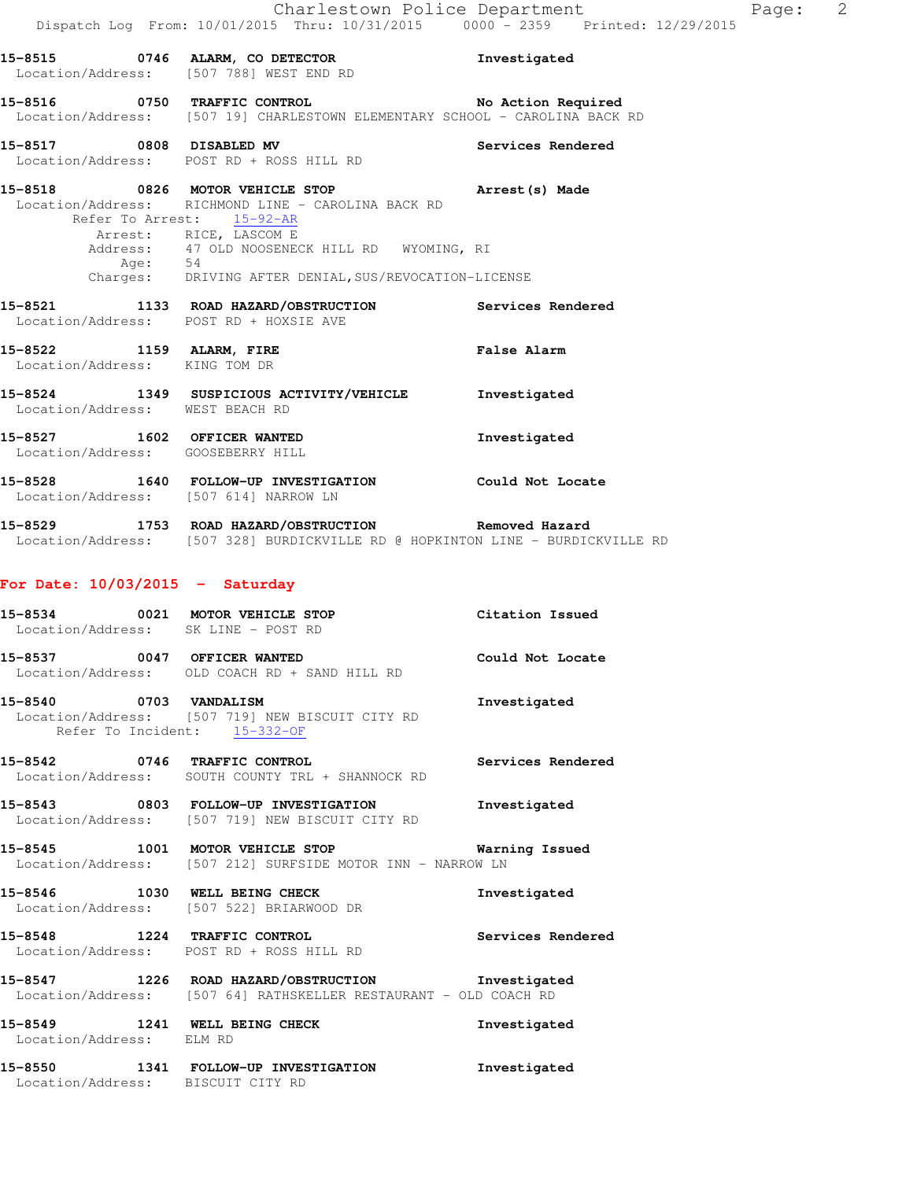15-8515 0746 ALARM, CO DETECTOR Investigated
Location/Address: [507 788] WEST END RD

15-8516 0750 TRAFFIC CONTROL No Action Required
Location/Address: [507 19] CHARLESTOWN ELEMENTARY SCHOOL - CAROLINA BACK RD

15-8517 0808 DISABLED MV Services Rendered
Location/Address: POST RD + ROSS HILL RD

15-8518 0826 MOTOR VEHICLE STOP Arrest(s) Made
Location/Address: RICHMOND LINE - CAROLINA BACK RD
Refer To Arrest: 15-92-AR
Arrest: RICE, LASCOM E
Address: 47 OLD NOOSENECK HILL RD WYOMING, RI
Age: 54
Charges: DRIVING AFTER DENIAL,SUS/REVOCATION-LICENSE

15-8521 1133 ROAD HAZARD/OBSTRUCTION Services Rendered
Location/Address: POST RD + HOXSIE AVE

15-8522 1159 ALARM, FIRE False Alarm
Location/Address: KING TOM DR

15-8524 1349 SUSPICIOUS ACTIVITY/VEHICLE Investigated
Location/Address: WEST BEACH RD

15-8527 1602 OFFICER WANTED Investigated
Location/Address: GOOSEBERRY HILL

15-8528 1640 FOLLOW-UP INVESTIGATION Could Not Locate
Location/Address: [507 614] NARROW LN

15-8529 1753 ROAD HAZARD/OBSTRUCTION Removed Hazard
Location/Address: [507 328] BURDICKVILLE RD @ HOPKINTON LINE - BURDICKVILLE RD

## For Date: 10/03/2015 - Saturday

15-8534 0021 MOTOR VEHICLE STOP Citation Issued
Location/Address: SK LINE - POST RD

15-8537 0047 OFFICER WANTED Could Not Locate
Location/Address: OLD COACH RD + SAND HILL RD

15-8540 0703 VANDALISM Investigated
Location/Address: [507 719] NEW BISCUIT CITY RD
Refer To Incident: 15-332-OF

15-8542 0746 TRAFFIC CONTROL Services Rendered
Location/Address: SOUTH COUNTY TRL + SHANNOCK RD

15-8543 0803 FOLLOW-UP INVESTIGATION Investigated
Location/Address: [507 719] NEW BISCUIT CITY RD

15-8545 1001 MOTOR VEHICLE STOP Warning Issued
Location/Address: [507 212] SURFSIDE MOTOR INN - NARROW LN

15-8546 1030 WELL BEING CHECK Investigated
Location/Address: [507 522] BRIARWOOD DR

15-8548 1224 TRAFFIC CONTROL Services Rendered
Location/Address: POST RD + ROSS HILL RD

15-8547 1226 ROAD HAZARD/OBSTRUCTION Investigated
Location/Address: [507 64] RATHSKELLER RESTAURANT - OLD COACH RD

15-8549 1241 WELL BEING CHECK Investigated
Location/Address: ELM RD

15-8550 1341 FOLLOW-UP INVESTIGATION Investigated
Location/Address: BISCUIT CITY RD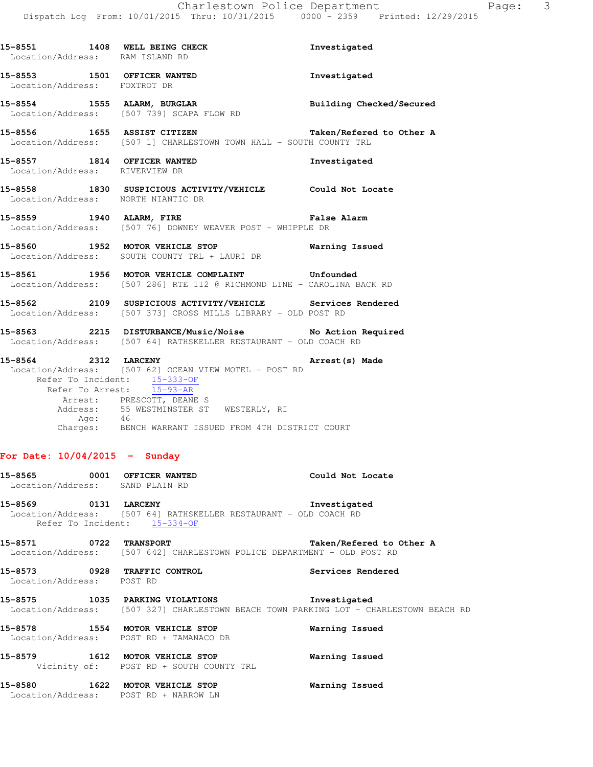15-8551 1408 **WELL BEING CHECK** Investigated
Location/Address: RAM ISLAND RD

15-8553 1501 **OFFICER WANTED** Investigated
Location/Address: FOXTROT DR

15-8554 1555 **ALARM, BURGLAR** Building Checked/Secured
Location/Address: [507 739] SCAPA FLOW RD

15-8556 1655 **ASSIST CITIZEN** Taken/Refered to Other A
Location/Address: [507 1] CHARLESTOWN TOWN HALL - SOUTH COUNTY TRL

15-8557 1814 **OFFICER WANTED** Investigated
Location/Address: RIVERVIEW DR

15-8558 1830 **SUSPICIOUS ACTIVITY/VEHICLE** Could Not Locate
Location/Address: NORTH NIANTIC DR

15-8559 1940 **ALARM, FIRE** False Alarm
Location/Address: [507 76] DOWNEY WEAVER POST - WHIPPLE DR

15-8560 1952 **MOTOR VEHICLE STOP** Warning Issued
Location/Address: SOUTH COUNTY TRL + LAURI DR

15-8561 1956 **MOTOR VEHICLE COMPLAINT** Unfounded
Location/Address: [507 286] RTE 112 @ RICHMOND LINE - CAROLINA BACK RD

15-8562 2109 **SUSPICIOUS ACTIVITY/VEHICLE** Services Rendered
Location/Address: [507 373] CROSS MILLS LIBRARY - OLD POST RD

15-8563 2215 **DISTURBANCE/Music/Noise** No Action Required
Location/Address: [507 64] RATHSKELLER RESTAURANT - OLD COACH RD

15-8564 2312 **LARCENY** Arrest(s) Made
Location/Address: [507 62] OCEAN VIEW MOTEL - POST RD
Refer To Incident: 15-333-OF
Refer To Arrest: 15-93-AR
Arrest: PRESCOTT, DEANE S
Address: 55 WESTMINSTER ST WESTERLY, RI
Age: 46
Charges: BENCH WARRANT ISSUED FROM 4TH DISTRICT COURT

## For Date: 10/04/2015 - Sunday

15-8565 0001 **OFFICER WANTED** Could Not Locate
Location/Address: SAND PLAIN RD

15-8569 0131 **LARCENY** Investigated
Location/Address: [507 64] RATHSKELLER RESTAURANT - OLD COACH RD
Refer To Incident: 15-334-OF

15-8571 0722 **TRANSPORT** Taken/Refered to Other A
Location/Address: [507 642] CHARLESTOWN POLICE DEPARTMENT - OLD POST RD

15-8573 0928 **TRAFFIC CONTROL** Services Rendered
Location/Address: POST RD

15-8575 1035 **PARKING VIOLATIONS** Investigated
Location/Address: [507 327] CHARLESTOWN BEACH TOWN PARKING LOT - CHARLESTOWN BEACH RD

15-8578 1554 **MOTOR VEHICLE STOP** Warning Issued
Location/Address: POST RD + TAMANACO DR

15-8579 1612 **MOTOR VEHICLE STOP** Warning Issued
Vicinity of: POST RD + SOUTH COUNTY TRL

15-8580 1622 **MOTOR VEHICLE STOP** Warning Issued
Location/Address: POST RD + NARROW LN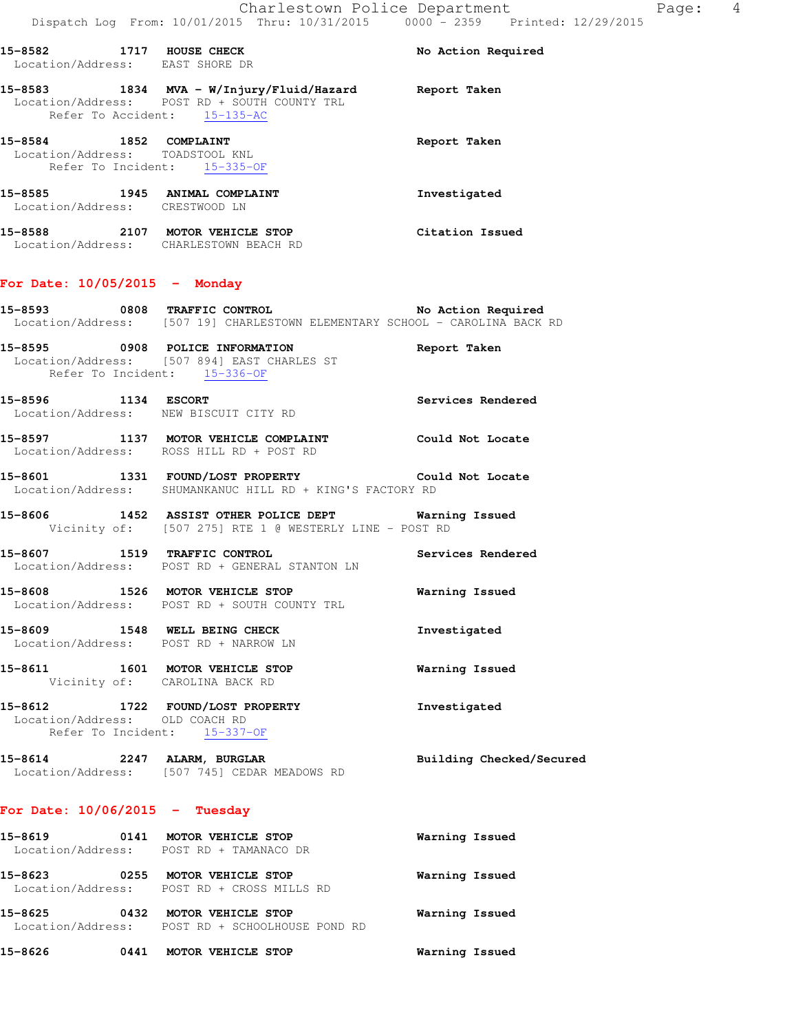15-8582 1717 **HOUSE CHECK** No Action Required
Location/Address: EAST SHORE DR

15-8583 1834 **MVA - W/Injury/Fluid/Hazard** Report Taken
Location/Address: POST RD + SOUTH COUNTY TRL
Refer To Accident: 15-135-AC

15-8584 1852 **COMPLAINT** Report Taken
Location/Address: TOADSTOOL KNL
Refer To Incident: 15-335-OF

15-8585 1945 **ANIMAL COMPLAINT** Investigated
Location/Address: CRESTWOOD LN

15-8588 2107 **MOTOR VEHICLE STOP** Citation Issued
Location/Address: CHARLESTOWN BEACH RD

## For Date: 10/05/2015 - Monday

15-8593 0808 **TRAFFIC CONTROL** No Action Required
Location/Address: [507 19] CHARLESTOWN ELEMENTARY SCHOOL - CAROLINA BACK RD

15-8595 0908 **POLICE INFORMATION** Report Taken
Location/Address: [507 894] EAST CHARLES ST
Refer To Incident: 15-336-OF

15-8596 1134 **ESCORT** Services Rendered
Location/Address: NEW BISCUIT CITY RD

15-8597 1137 **MOTOR VEHICLE COMPLAINT** Could Not Locate
Location/Address: ROSS HILL RD + POST RD

15-8601 1331 **FOUND/LOST PROPERTY** Could Not Locate
Location/Address: SHUMANKANUC HILL RD + KING'S FACTORY RD

15-8606 1452 **ASSIST OTHER POLICE DEPT** Warning Issued
Vicinity of: [507 275] RTE 1 @ WESTERLY LINE - POST RD

15-8607 1519 **TRAFFIC CONTROL** Services Rendered
Location/Address: POST RD + GENERAL STANTON LN

15-8608 1526 **MOTOR VEHICLE STOP** Warning Issued
Location/Address: POST RD + SOUTH COUNTY TRL

15-8609 1548 **WELL BEING CHECK** Investigated
Location/Address: POST RD + NARROW LN

15-8611 1601 **MOTOR VEHICLE STOP** Warning Issued
Vicinity of: CAROLINA BACK RD

15-8612 1722 **FOUND/LOST PROPERTY** Investigated
Location/Address: OLD COACH RD
Refer To Incident: 15-337-OF

15-8614 2247 **ALARM, BURGLAR** Building Checked/Secured
Location/Address: [507 745] CEDAR MEADOWS RD

## For Date: 10/06/2015 - Tuesday

15-8619 0141 **MOTOR VEHICLE STOP** Warning Issued
Location/Address: POST RD + TAMANACO DR

15-8623 0255 **MOTOR VEHICLE STOP** Warning Issued
Location/Address: POST RD + CROSS MILLS RD

15-8625 0432 **MOTOR VEHICLE STOP** Warning Issued
Location/Address: POST RD + SCHOOLHOUSE POND RD

15-8626 0441 **MOTOR VEHICLE STOP** Warning Issued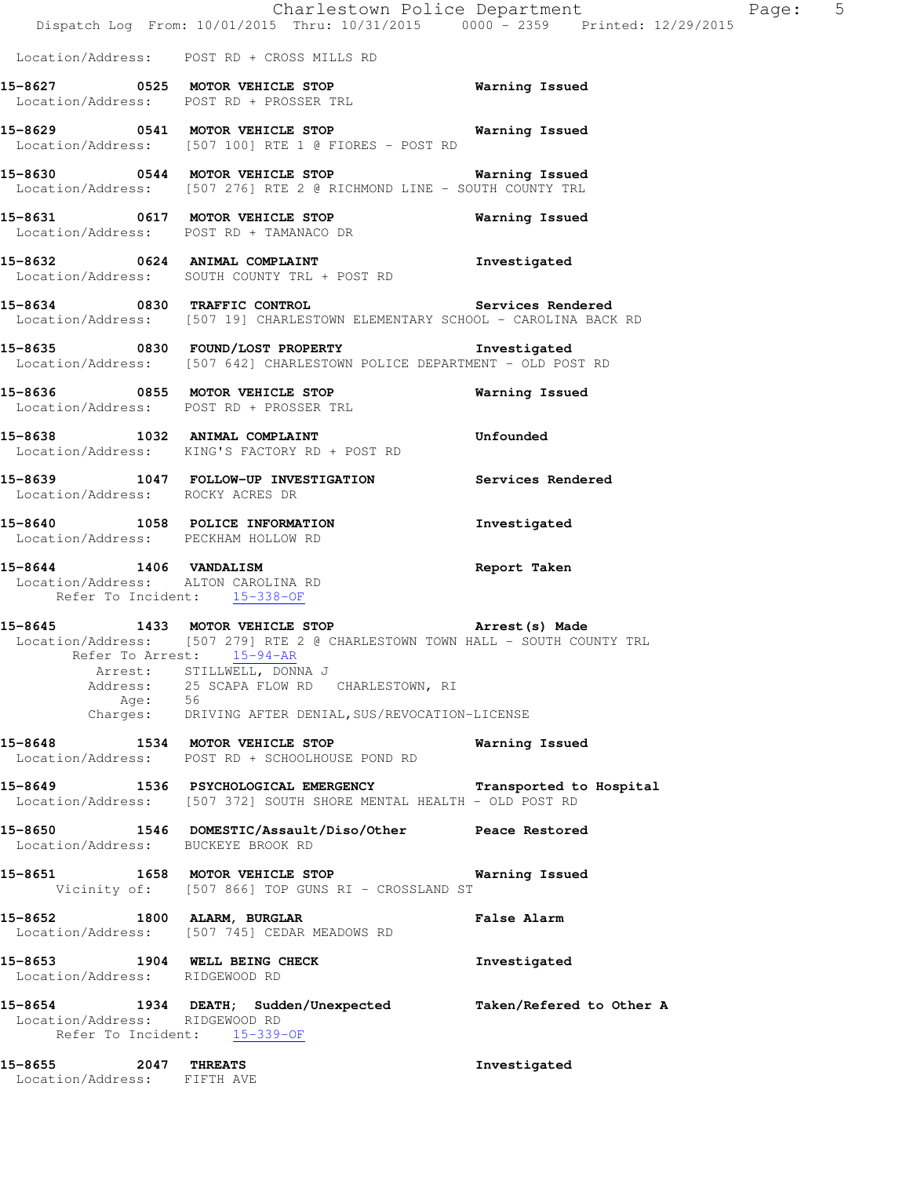Location/Address: POST RD + CROSS MILLS RD

**15-8627 0525 MOTOR VEHICLE STOP** — **Warning Issued**
Location/Address: POST RD + PROSSER TRL

**15-8629 0541 MOTOR VEHICLE STOP** — **Warning Issued**
Location/Address: [507 100] RTE 1 @ FIORES - POST RD

**15-8630 0544 MOTOR VEHICLE STOP** — **Warning Issued**
Location/Address: [507 276] RTE 2 @ RICHMOND LINE - SOUTH COUNTY TRL

**15-8631 0617 MOTOR VEHICLE STOP** — **Warning Issued**
Location/Address: POST RD + TAMANACO DR

**15-8632 0624 ANIMAL COMPLAINT** — **Investigated**
Location/Address: SOUTH COUNTY TRL + POST RD

**15-8634 0830 TRAFFIC CONTROL** — **Services Rendered**
Location/Address: [507 19] CHARLESTOWN ELEMENTARY SCHOOL - CAROLINA BACK RD

**15-8635 0830 FOUND/LOST PROPERTY** — **Investigated**
Location/Address: [507 642] CHARLESTOWN POLICE DEPARTMENT - OLD POST RD

**15-8636 0855 MOTOR VEHICLE STOP** — **Warning Issued**
Location/Address: POST RD + PROSSER TRL

**15-8638 1032 ANIMAL COMPLAINT** — **Unfounded**
Location/Address: KING'S FACTORY RD + POST RD

**15-8639 1047 FOLLOW-UP INVESTIGATION** — **Services Rendered**
Location/Address: ROCKY ACRES DR

**15-8640 1058 POLICE INFORMATION** — **Investigated**
Location/Address: PECKHAM HOLLOW RD

**15-8644 1406 VANDALISM** — **Report Taken**
Location/Address: ALTON CAROLINA RD
Refer To Incident: 15-338-OF

**15-8645 1433 MOTOR VEHICLE STOP** — **Arrest(s) Made**
Location/Address: [507 279] RTE 2 @ CHARLESTOWN TOWN HALL - SOUTH COUNTY TRL
Refer To Arrest: 15-94-AR
Arrest: STILLWELL, DONNA J
Address: 25 SCAPA FLOW RD CHARLESTOWN, RI
Age: 56
Charges: DRIVING AFTER DENIAL,SUS/REVOCATION-LICENSE

**15-8648 1534 MOTOR VEHICLE STOP** — **Warning Issued**
Location/Address: POST RD + SCHOOLHOUSE POND RD

**15-8649 1536 PSYCHOLOGICAL EMERGENCY** — **Transported to Hospital**
Location/Address: [507 372] SOUTH SHORE MENTAL HEALTH - OLD POST RD

**15-8650 1546 DOMESTIC/Assault/Diso/Other** — **Peace Restored**
Location/Address: BUCKEYE BROOK RD

**15-8651 1658 MOTOR VEHICLE STOP** — **Warning Issued**
Vicinity of: [507 866] TOP GUNS RI - CROSSLAND ST

**15-8652 1800 ALARM, BURGLAR** — **False Alarm**
Location/Address: [507 745] CEDAR MEADOWS RD

**15-8653 1904 WELL BEING CHECK** — **Investigated**
Location/Address: RIDGEWOOD RD

**15-8654 1934 DEATH; Sudden/Unexpected** — **Taken/Refered to Other A**
Location/Address: RIDGEWOOD RD
Refer To Incident: 15-339-OF

**15-8655 2047 THREATS** — **Investigated**
Location/Address: FIFTH AVE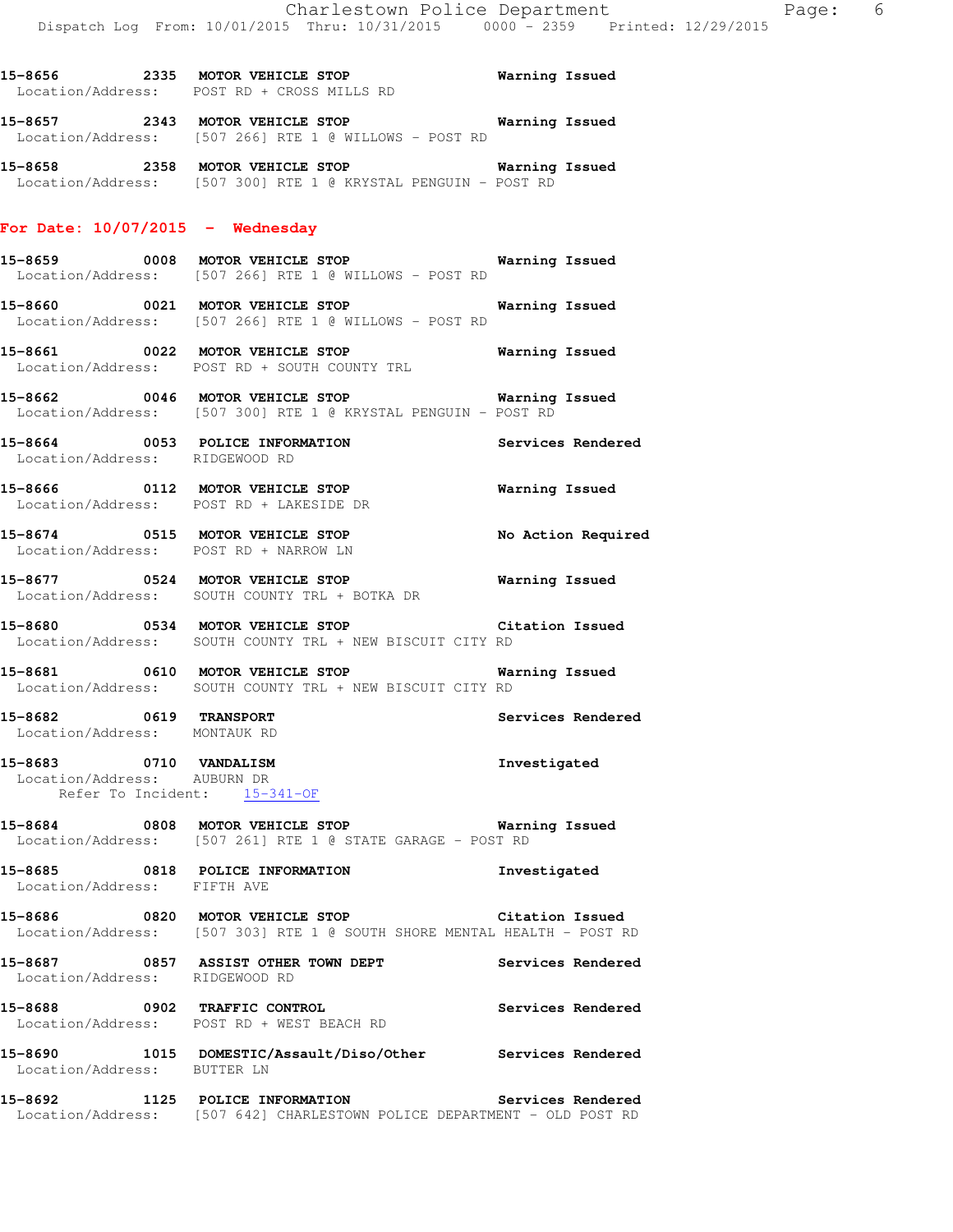**15-8656 2335 MOTOR VEHICLE STOP Warning Issued**
Location/Address: POST RD + CROSS MILLS RD

**15-8657 2343 MOTOR VEHICLE STOP Warning Issued**
Location/Address: [507 266] RTE 1 @ WILLOWS - POST RD

**15-8658 2358 MOTOR VEHICLE STOP Warning Issued**
Location/Address: [507 300] RTE 1 @ KRYSTAL PENGUIN - POST RD

## For Date: 10/07/2015 - Wednesday

**15-8659 0008 MOTOR VEHICLE STOP Warning Issued**
Location/Address: [507 266] RTE 1 @ WILLOWS - POST RD

**15-8660 0021 MOTOR VEHICLE STOP Warning Issued**
Location/Address: [507 266] RTE 1 @ WILLOWS - POST RD

**15-8661 0022 MOTOR VEHICLE STOP Warning Issued**
Location/Address: POST RD + SOUTH COUNTY TRL

**15-8662 0046 MOTOR VEHICLE STOP Warning Issued**
Location/Address: [507 300] RTE 1 @ KRYSTAL PENGUIN - POST RD

**15-8664 0053 POLICE INFORMATION Services Rendered**
Location/Address: RIDGEWOOD RD

**15-8666 0112 MOTOR VEHICLE STOP Warning Issued**
Location/Address: POST RD + LAKESIDE DR

**15-8674 0515 MOTOR VEHICLE STOP No Action Required**
Location/Address: POST RD + NARROW LN

**15-8677 0524 MOTOR VEHICLE STOP Warning Issued**
Location/Address: SOUTH COUNTY TRL + BOTKA DR

**15-8680 0534 MOTOR VEHICLE STOP Citation Issued**
Location/Address: SOUTH COUNTY TRL + NEW BISCUIT CITY RD

**15-8681 0610 MOTOR VEHICLE STOP Warning Issued**
Location/Address: SOUTH COUNTY TRL + NEW BISCUIT CITY RD

**15-8682 0619 TRANSPORT Services Rendered**
Location/Address: MONTAUK RD

**15-8683 0710 VANDALISM Investigated**
Location/Address: AUBURN DR
Refer To Incident: 15-341-OF

**15-8684 0808 MOTOR VEHICLE STOP Warning Issued**
Location/Address: [507 261] RTE 1 @ STATE GARAGE - POST RD

**15-8685 0818 POLICE INFORMATION Investigated**
Location/Address: FIFTH AVE

**15-8686 0820 MOTOR VEHICLE STOP Citation Issued**
Location/Address: [507 303] RTE 1 @ SOUTH SHORE MENTAL HEALTH - POST RD

**15-8687 0857 ASSIST OTHER TOWN DEPT Services Rendered**
Location/Address: RIDGEWOOD RD

**15-8688 0902 TRAFFIC CONTROL Services Rendered**
Location/Address: POST RD + WEST BEACH RD

**15-8690 1015 DOMESTIC/Assault/Diso/Other Services Rendered**
Location/Address: BUTTER LN

**15-8692 1125 POLICE INFORMATION Services Rendered**
Location/Address: [507 642] CHARLESTOWN POLICE DEPARTMENT - OLD POST RD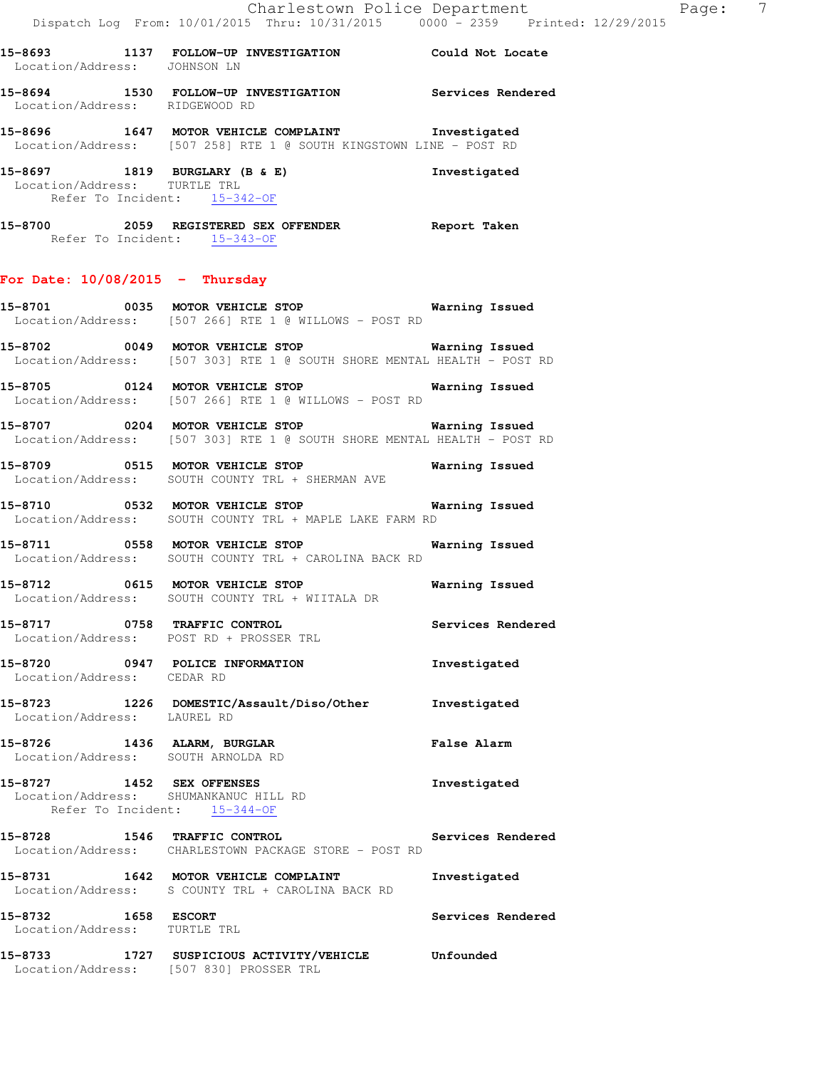15-8693 1137 FOLLOW-UP INVESTIGATION Could Not Locate
Location/Address: JOHNSON LN

15-8694 1530 FOLLOW-UP INVESTIGATION Services Rendered
Location/Address: RIDGEWOOD RD

15-8696 1647 MOTOR VEHICLE COMPLAINT Investigated
Location/Address: [507 258] RTE 1 @ SOUTH KINGSTOWN LINE - POST RD

15-8697 1819 BURGLARY (B & E) Investigated
Location/Address: TURTLE TRL
Refer To Incident: 15-342-OF

15-8700 2059 REGISTERED SEX OFFENDER Report Taken
Refer To Incident: 15-343-OF

## For Date: 10/08/2015 - Thursday

15-8701 0035 MOTOR VEHICLE STOP Warning Issued
Location/Address: [507 266] RTE 1 @ WILLOWS - POST RD

15-8702 0049 MOTOR VEHICLE STOP Warning Issued
Location/Address: [507 303] RTE 1 @ SOUTH SHORE MENTAL HEALTH - POST RD

15-8705 0124 MOTOR VEHICLE STOP Warning Issued
Location/Address: [507 266] RTE 1 @ WILLOWS - POST RD

15-8707 0204 MOTOR VEHICLE STOP Warning Issued
Location/Address: [507 303] RTE 1 @ SOUTH SHORE MENTAL HEALTH - POST RD

15-8709 0515 MOTOR VEHICLE STOP Warning Issued
Location/Address: SOUTH COUNTY TRL + SHERMAN AVE

15-8710 0532 MOTOR VEHICLE STOP Warning Issued
Location/Address: SOUTH COUNTY TRL + MAPLE LAKE FARM RD

15-8711 0558 MOTOR VEHICLE STOP Warning Issued
Location/Address: SOUTH COUNTY TRL + CAROLINA BACK RD

15-8712 0615 MOTOR VEHICLE STOP Warning Issued
Location/Address: SOUTH COUNTY TRL + WIITALA DR

15-8717 0758 TRAFFIC CONTROL Services Rendered
Location/Address: POST RD + PROSSER TRL

15-8720 0947 POLICE INFORMATION Investigated
Location/Address: CEDAR RD

15-8723 1226 DOMESTIC/Assault/Diso/Other Investigated
Location/Address: LAUREL RD

15-8726 1436 ALARM, BURGLAR False Alarm
Location/Address: SOUTH ARNOLDA RD

15-8727 1452 SEX OFFENSES Investigated
Location/Address: SHUMANKANUC HILL RD
Refer To Incident: 15-344-OF

15-8728 1546 TRAFFIC CONTROL Services Rendered
Location/Address: CHARLESTOWN PACKAGE STORE - POST RD

15-8731 1642 MOTOR VEHICLE COMPLAINT Investigated
Location/Address: S COUNTY TRL + CAROLINA BACK RD

15-8732 1658 ESCORT Services Rendered
Location/Address: TURTLE TRL

15-8733 1727 SUSPICIOUS ACTIVITY/VEHICLE Unfounded
Location/Address: [507 830] PROSSER TRL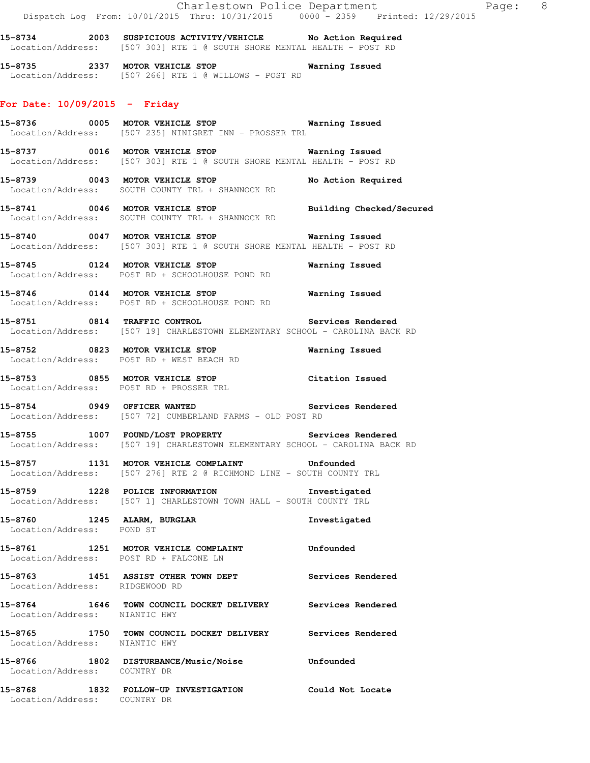**15-8734 2003 SUSPICIOUS ACTIVITY/VEHICLE No Action Required**
Location/Address: [507 303] RTE 1 @ SOUTH SHORE MENTAL HEALTH - POST RD

**15-8735 2337 MOTOR VEHICLE STOP Warning Issued**
Location/Address: [507 266] RTE 1 @ WILLOWS - POST RD

## For Date: 10/09/2015 - Friday

**15-8736 0005 MOTOR VEHICLE STOP Warning Issued**
Location/Address: [507 235] NINIGRET INN - PROSSER TRL

**15-8737 0016 MOTOR VEHICLE STOP Warning Issued**
Location/Address: [507 303] RTE 1 @ SOUTH SHORE MENTAL HEALTH - POST RD

**15-8739 0043 MOTOR VEHICLE STOP No Action Required**
Location/Address: SOUTH COUNTY TRL + SHANNOCK RD

**15-8741 0046 MOTOR VEHICLE STOP Building Checked/Secured**
Location/Address: SOUTH COUNTY TRL + SHANNOCK RD

**15-8740 0047 MOTOR VEHICLE STOP Warning Issued**
Location/Address: [507 303] RTE 1 @ SOUTH SHORE MENTAL HEALTH - POST RD

**15-8745 0124 MOTOR VEHICLE STOP Warning Issued**
Location/Address: POST RD + SCHOOLHOUSE POND RD

**15-8746 0144 MOTOR VEHICLE STOP Warning Issued**
Location/Address: POST RD + SCHOOLHOUSE POND RD

**15-8751 0814 TRAFFIC CONTROL Services Rendered**
Location/Address: [507 19] CHARLESTOWN ELEMENTARY SCHOOL - CAROLINA BACK RD

**15-8752 0823 MOTOR VEHICLE STOP Warning Issued**
Location/Address: POST RD + WEST BEACH RD

**15-8753 0855 MOTOR VEHICLE STOP Citation Issued**
Location/Address: POST RD + PROSSER TRL

**15-8754 0949 OFFICER WANTED Services Rendered**
Location/Address: [507 72] CUMBERLAND FARMS - OLD POST RD

**15-8755 1007 FOUND/LOST PROPERTY Services Rendered**
Location/Address: [507 19] CHARLESTOWN ELEMENTARY SCHOOL - CAROLINA BACK RD

**15-8757 1131 MOTOR VEHICLE COMPLAINT Unfounded**
Location/Address: [507 276] RTE 2 @ RICHMOND LINE - SOUTH COUNTY TRL

**15-8759 1228 POLICE INFORMATION Investigated**
Location/Address: [507 1] CHARLESTOWN TOWN HALL - SOUTH COUNTY TRL

**15-8760 1245 ALARM, BURGLAR Investigated**
Location/Address: POND ST

**15-8761 1251 MOTOR VEHICLE COMPLAINT Unfounded**
Location/Address: POST RD + FALCONE LN

**15-8763 1451 ASSIST OTHER TOWN DEPT Services Rendered**
Location/Address: RIDGEWOOD RD

**15-8764 1646 TOWN COUNCIL DOCKET DELIVERY Services Rendered**
Location/Address: NIANTIC HWY

**15-8765 1750 TOWN COUNCIL DOCKET DELIVERY Services Rendered**
Location/Address: NIANTIC HWY

**15-8766 1802 DISTURBANCE/Music/Noise Unfounded**
Location/Address: COUNTRY DR

**15-8768 1832 FOLLOW-UP INVESTIGATION Could Not Locate**
Location/Address: COUNTRY DR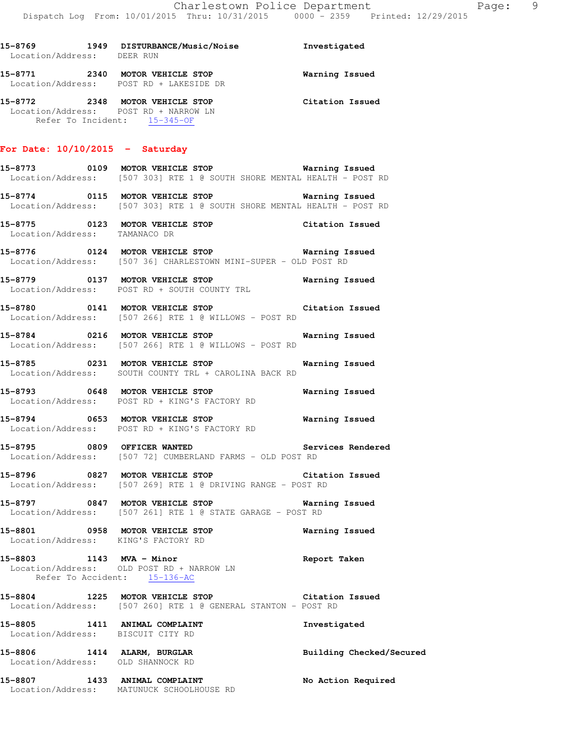15-8769 1949 DISTURBANCE/Music/Noise Investigated
Location/Address: DEER RUN

15-8771 2340 MOTOR VEHICLE STOP Warning Issued
Location/Address: POST RD + LAKESIDE DR

15-8772 2348 MOTOR VEHICLE STOP Citation Issued
Location/Address: POST RD + NARROW LN
Refer To Incident: 15-345-OF

## For Date: 10/10/2015 - Saturday

15-8773 0109 MOTOR VEHICLE STOP Warning Issued
Location/Address: [507 303] RTE 1 @ SOUTH SHORE MENTAL HEALTH - POST RD

15-8774 0115 MOTOR VEHICLE STOP Warning Issued
Location/Address: [507 303] RTE 1 @ SOUTH SHORE MENTAL HEALTH - POST RD

15-8775 0123 MOTOR VEHICLE STOP Citation Issued
Location/Address: TAMANACO DR

15-8776 0124 MOTOR VEHICLE STOP Warning Issued
Location/Address: [507 36] CHARLESTOWN MINI-SUPER - OLD POST RD

15-8779 0137 MOTOR VEHICLE STOP Warning Issued
Location/Address: POST RD + SOUTH COUNTY TRL

15-8780 0141 MOTOR VEHICLE STOP Citation Issued
Location/Address: [507 266] RTE 1 @ WILLOWS - POST RD

15-8784 0216 MOTOR VEHICLE STOP Warning Issued
Location/Address: [507 266] RTE 1 @ WILLOWS - POST RD

15-8785 0231 MOTOR VEHICLE STOP Warning Issued
Location/Address: SOUTH COUNTY TRL + CAROLINA BACK RD

15-8793 0648 MOTOR VEHICLE STOP Warning Issued
Location/Address: POST RD + KING'S FACTORY RD

15-8794 0653 MOTOR VEHICLE STOP Warning Issued
Location/Address: POST RD + KING'S FACTORY RD

15-8795 0809 OFFICER WANTED Services Rendered
Location/Address: [507 72] CUMBERLAND FARMS - OLD POST RD

15-8796 0827 MOTOR VEHICLE STOP Citation Issued
Location/Address: [507 269] RTE 1 @ DRIVING RANGE - POST RD

15-8797 0847 MOTOR VEHICLE STOP Warning Issued
Location/Address: [507 261] RTE 1 @ STATE GARAGE - POST RD

15-8801 0958 MOTOR VEHICLE STOP Warning Issued
Location/Address: KING'S FACTORY RD

15-8803 1143 MVA - Minor Report Taken
Location/Address: OLD POST RD + NARROW LN
Refer To Accident: 15-136-AC

15-8804 1225 MOTOR VEHICLE STOP Citation Issued
Location/Address: [507 260] RTE 1 @ GENERAL STANTON - POST RD

15-8805 1411 ANIMAL COMPLAINT Investigated
Location/Address: BISCUIT CITY RD

15-8806 1414 ALARM, BURGLAR Building Checked/Secured
Location/Address: OLD SHANNOCK RD

15-8807 1433 ANIMAL COMPLAINT No Action Required
Location/Address: MATUNUCK SCHOOLHOUSE RD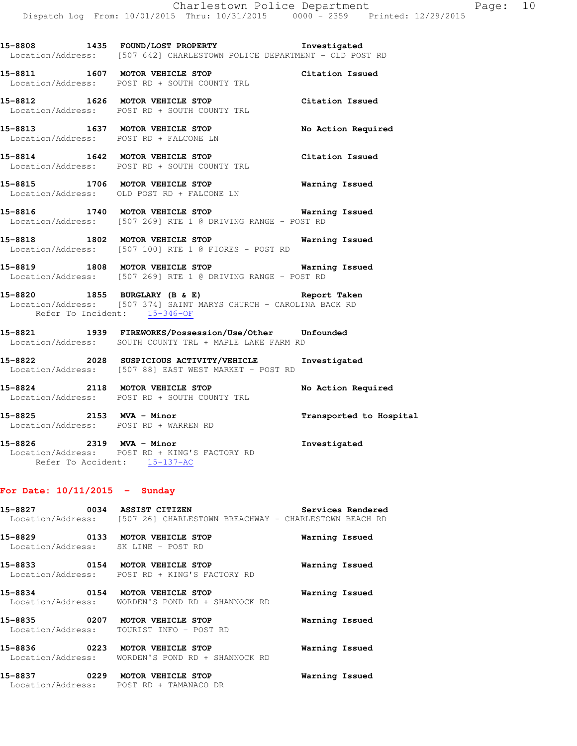15-8808 1435 FOUND/LOST PROPERTY Investigated
Location/Address: [507 642] CHARLESTOWN POLICE DEPARTMENT - OLD POST RD

15-8811 1607 MOTOR VEHICLE STOP Citation Issued
Location/Address: POST RD + SOUTH COUNTY TRL

15-8812 1626 MOTOR VEHICLE STOP Citation Issued
Location/Address: POST RD + SOUTH COUNTY TRL

15-8813 1637 MOTOR VEHICLE STOP No Action Required
Location/Address: POST RD + FALCONE LN

15-8814 1642 MOTOR VEHICLE STOP Citation Issued
Location/Address: POST RD + SOUTH COUNTY TRL

15-8815 1706 MOTOR VEHICLE STOP Warning Issued
Location/Address: OLD POST RD + FALCONE LN

15-8816 1740 MOTOR VEHICLE STOP Warning Issued
Location/Address: [507 269] RTE 1 @ DRIVING RANGE - POST RD

15-8818 1802 MOTOR VEHICLE STOP Warning Issued
Location/Address: [507 100] RTE 1 @ FIORES - POST RD

15-8819 1808 MOTOR VEHICLE STOP Warning Issued
Location/Address: [507 269] RTE 1 @ DRIVING RANGE - POST RD

15-8820 1855 BURGLARY (B & E) Report Taken
Location/Address: [507 374] SAINT MARYS CHURCH - CAROLINA BACK RD
Refer To Incident: 15-346-OF

15-8821 1939 FIREWORKS/Possession/Use/Other Unfounded
Location/Address: SOUTH COUNTY TRL + MAPLE LAKE FARM RD

15-8822 2028 SUSPICIOUS ACTIVITY/VEHICLE Investigated
Location/Address: [507 88] EAST WEST MARKET - POST RD

15-8824 2118 MOTOR VEHICLE STOP No Action Required
Location/Address: POST RD + SOUTH COUNTY TRL

15-8825 2153 MVA - Minor Transported to Hospital
Location/Address: POST RD + WARREN RD

15-8826 2319 MVA - Minor Investigated
Location/Address: POST RD + KING'S FACTORY RD
Refer To Accident: 15-137-AC

**For Date: 10/11/2015 - Sunday**

15-8827 0034 ASSIST CITIZEN Services Rendered
Location/Address: [507 26] CHARLESTOWN BREACHWAY - CHARLESTOWN BEACH RD

15-8829 0133 MOTOR VEHICLE STOP Warning Issued
Location/Address: SK LINE - POST RD

15-8833 0154 MOTOR VEHICLE STOP Warning Issued
Location/Address: POST RD + KING'S FACTORY RD

15-8834 0154 MOTOR VEHICLE STOP Warning Issued
Location/Address: WORDEN'S POND RD + SHANNOCK RD

15-8835 0207 MOTOR VEHICLE STOP Warning Issued
Location/Address: TOURIST INFO - POST RD

15-8836 0223 MOTOR VEHICLE STOP Warning Issued
Location/Address: WORDEN'S POND RD + SHANNOCK RD

15-8837 0229 MOTOR VEHICLE STOP Warning Issued
Location/Address: POST RD + TAMANACO DR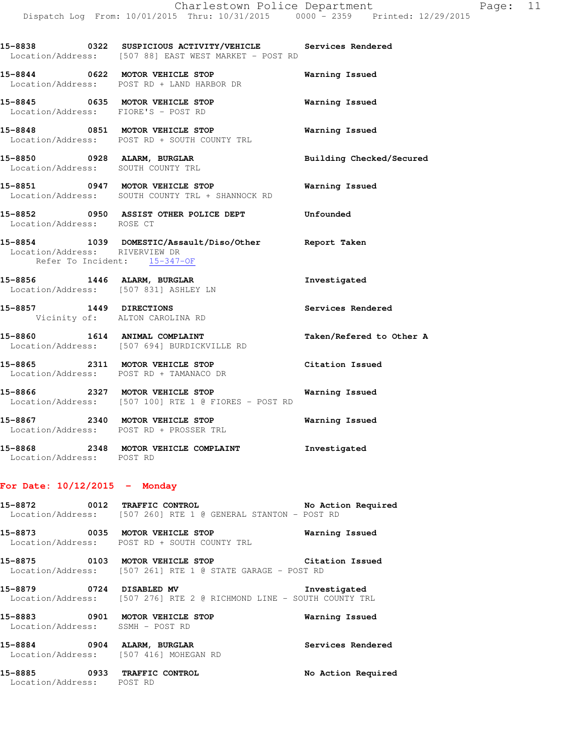15-8838 0322 SUSPICIOUS ACTIVITY/VEHICLE Services Rendered
Location/Address: [507 88] EAST WEST MARKET - POST RD

15-8844 0622 MOTOR VEHICLE STOP Warning Issued
Location/Address: POST RD + LAND HARBOR DR

15-8845 0635 MOTOR VEHICLE STOP Warning Issued
Location/Address: FIORE'S - POST RD

15-8848 0851 MOTOR VEHICLE STOP Warning Issued
Location/Address: POST RD + SOUTH COUNTY TRL

15-8850 0928 ALARM, BURGLAR Building Checked/Secured
Location/Address: SOUTH COUNTY TRL

15-8851 0947 MOTOR VEHICLE STOP Warning Issued
Location/Address: SOUTH COUNTY TRL + SHANNOCK RD

15-8852 0950 ASSIST OTHER POLICE DEPT Unfounded
Location/Address: ROSE CT

15-8854 1039 DOMESTIC/Assault/Diso/Other Report Taken
Location/Address: RIVERVIEW DR
Refer To Incident: 15-347-OF

15-8856 1446 ALARM, BURGLAR Investigated
Location/Address: [507 831] ASHLEY LN

15-8857 1449 DIRECTIONS Services Rendered
Vicinity of: ALTON CAROLINA RD

15-8860 1614 ANIMAL COMPLAINT Taken/Refered to Other A
Location/Address: [507 694] BURDICKVILLE RD

15-8865 2311 MOTOR VEHICLE STOP Citation Issued
Location/Address: POST RD + TAMANACO DR

15-8866 2327 MOTOR VEHICLE STOP Warning Issued
Location/Address: [507 100] RTE 1 @ FIORES - POST RD

15-8867 2340 MOTOR VEHICLE STOP Warning Issued
Location/Address: POST RD + PROSSER TRL

15-8868 2348 MOTOR VEHICLE COMPLAINT Investigated
Location/Address: POST RD

**For Date: 10/12/2015 - Monday**

15-8872 0012 TRAFFIC CONTROL No Action Required
Location/Address: [507 260] RTE 1 @ GENERAL STANTON - POST RD

15-8873 0035 MOTOR VEHICLE STOP Warning Issued
Location/Address: POST RD + SOUTH COUNTY TRL

15-8875 0103 MOTOR VEHICLE STOP Citation Issued
Location/Address: [507 261] RTE 1 @ STATE GARAGE - POST RD

15-8879 0724 DISABLED MV Investigated
Location/Address: [507 276] RTE 2 @ RICHMOND LINE - SOUTH COUNTY TRL

15-8883 0901 MOTOR VEHICLE STOP Warning Issued
Location/Address: SSMH - POST RD

15-8884 0904 ALARM, BURGLAR Services Rendered
Location/Address: [507 416] MOHEGAN RD

15-8885 0933 TRAFFIC CONTROL No Action Required
Location/Address: POST RD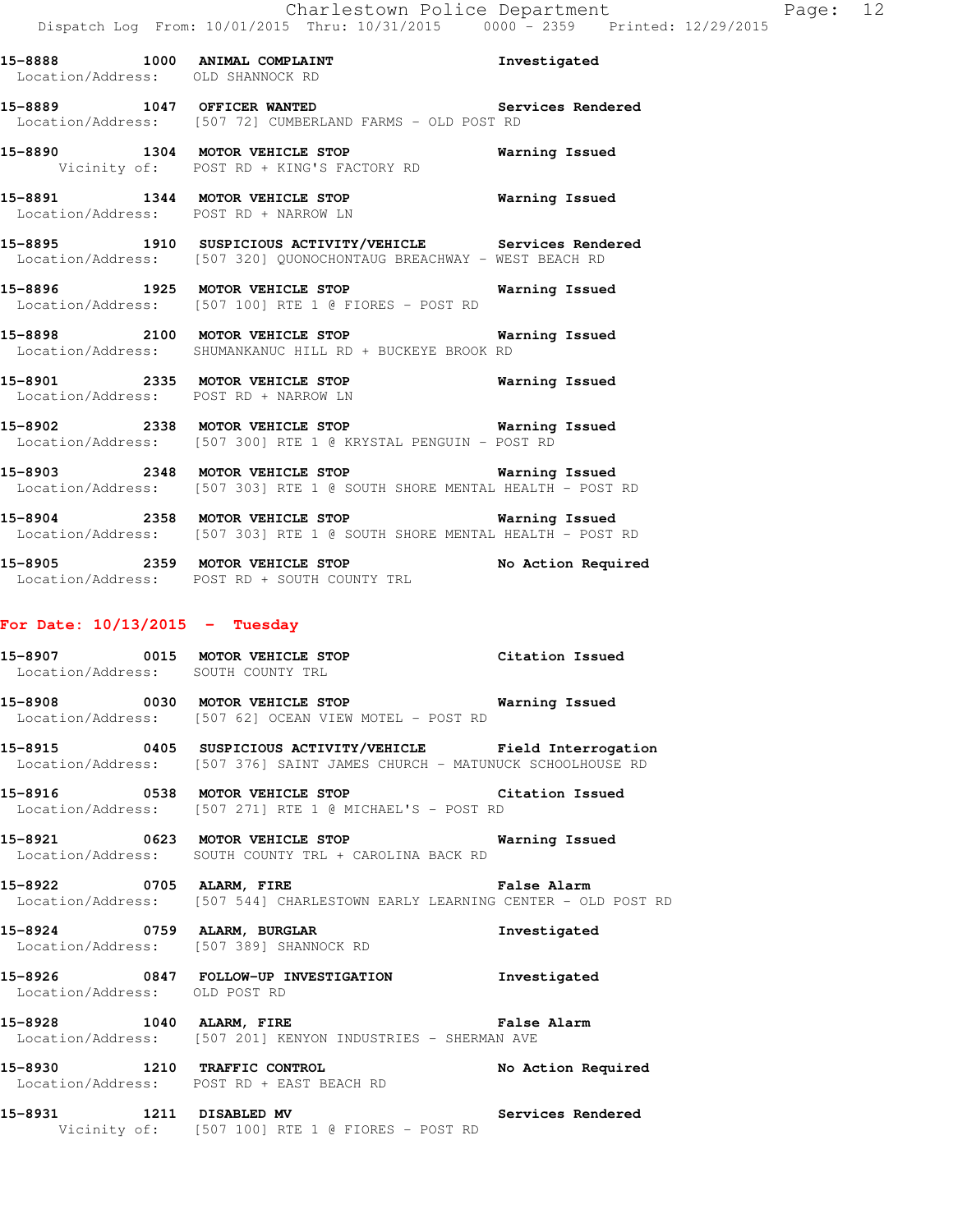15-8888 1000 ANIMAL COMPLAINT Investigated
Location/Address: OLD SHANNOCK RD

15-8889 1047 OFFICER WANTED Services Rendered
Location/Address: [507 72] CUMBERLAND FARMS - OLD POST RD

15-8890 1304 MOTOR VEHICLE STOP Warning Issued
Vicinity of: POST RD + KING'S FACTORY RD

15-8891 1344 MOTOR VEHICLE STOP Warning Issued
Location/Address: POST RD + NARROW LN

15-8895 1910 SUSPICIOUS ACTIVITY/VEHICLE Services Rendered
Location/Address: [507 320] QUONOCHONTAUG BREACHWAY - WEST BEACH RD

15-8896 1925 MOTOR VEHICLE STOP Warning Issued
Location/Address: [507 100] RTE 1 @ FIORES - POST RD

15-8898 2100 MOTOR VEHICLE STOP Warning Issued
Location/Address: SHUMANKANUC HILL RD + BUCKEYE BROOK RD

15-8901 2335 MOTOR VEHICLE STOP Warning Issued
Location/Address: POST RD + NARROW LN

15-8902 2338 MOTOR VEHICLE STOP Warning Issued
Location/Address: [507 300] RTE 1 @ KRYSTAL PENGUIN - POST RD

15-8903 2348 MOTOR VEHICLE STOP Warning Issued
Location/Address: [507 303] RTE 1 @ SOUTH SHORE MENTAL HEALTH - POST RD

15-8904 2358 MOTOR VEHICLE STOP Warning Issued
Location/Address: [507 303] RTE 1 @ SOUTH SHORE MENTAL HEALTH - POST RD

15-8905 2359 MOTOR VEHICLE STOP No Action Required
Location/Address: POST RD + SOUTH COUNTY TRL

**For Date: 10/13/2015 - Tuesday**

15-8907 0015 MOTOR VEHICLE STOP Citation Issued
Location/Address: SOUTH COUNTY TRL

15-8908 0030 MOTOR VEHICLE STOP Warning Issued
Location/Address: [507 62] OCEAN VIEW MOTEL - POST RD

15-8915 0405 SUSPICIOUS ACTIVITY/VEHICLE Field Interrogation
Location/Address: [507 376] SAINT JAMES CHURCH - MATUNUCK SCHOOLHOUSE RD

15-8916 0538 MOTOR VEHICLE STOP Citation Issued
Location/Address: [507 271] RTE 1 @ MICHAEL'S - POST RD

15-8921 0623 MOTOR VEHICLE STOP Warning Issued
Location/Address: SOUTH COUNTY TRL + CAROLINA BACK RD

15-8922 0705 ALARM, FIRE False Alarm
Location/Address: [507 544] CHARLESTOWN EARLY LEARNING CENTER - OLD POST RD

15-8924 0759 ALARM, BURGLAR Investigated
Location/Address: [507 389] SHANNOCK RD

15-8926 0847 FOLLOW-UP INVESTIGATION Investigated
Location/Address: OLD POST RD

15-8928 1040 ALARM, FIRE False Alarm
Location/Address: [507 201] KENYON INDUSTRIES - SHERMAN AVE

15-8930 1210 TRAFFIC CONTROL No Action Required
Location/Address: POST RD + EAST BEACH RD

15-8931 1211 DISABLED MV Services Rendered
Vicinity of: [507 100] RTE 1 @ FIORES - POST RD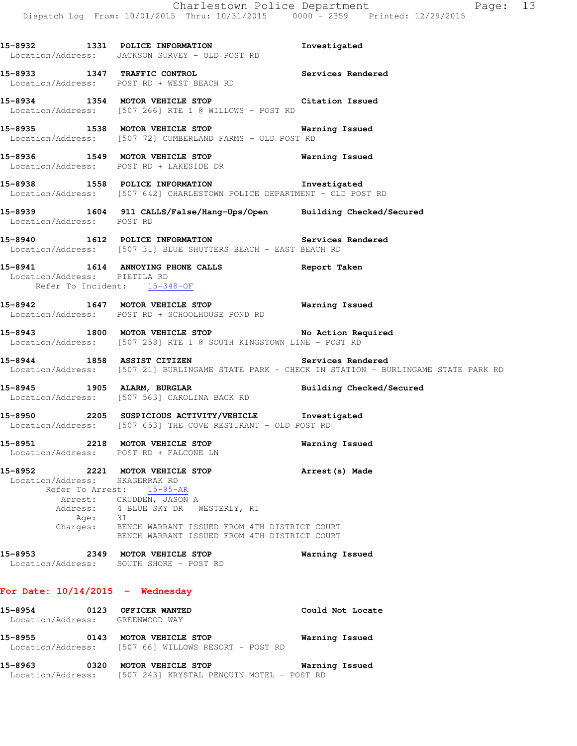**15-8932 1331 POLICE INFORMATION** Investigated
Location/Address: JACKSON SURVEY - OLD POST RD

**15-8933 1347 TRAFFIC CONTROL** Services Rendered
Location/Address: POST RD + WEST BEACH RD

**15-8934 1354 MOTOR VEHICLE STOP** Citation Issued
Location/Address: [507 266] RTE 1 @ WILLOWS - POST RD

**15-8935 1538 MOTOR VEHICLE STOP** Warning Issued
Location/Address: [507 72] CUMBERLAND FARMS - OLD POST RD

**15-8936 1549 MOTOR VEHICLE STOP** Warning Issued
Location/Address: POST RD + LAKESIDE DR

**15-8938 1558 POLICE INFORMATION** Investigated
Location/Address: [507 642] CHARLESTOWN POLICE DEPARTMENT - OLD POST RD

**15-8939 1604 911 CALLS/False/Hang-Ups/Open** Building Checked/Secured
Location/Address: POST RD

**15-8940 1612 POLICE INFORMATION** Services Rendered
Location/Address: [507 31] BLUE SHUTTERS BEACH - EAST BEACH RD

**15-8941 1614 ANNOYING PHONE CALLS** Report Taken
Location/Address: PIETILA RD
Refer To Incident: 15-348-OF

**15-8942 1647 MOTOR VEHICLE STOP** Warning Issued
Location/Address: POST RD + SCHOOLHOUSE POND RD

**15-8943 1800 MOTOR VEHICLE STOP** No Action Required
Location/Address: [507 258] RTE 1 @ SOUTH KINGSTOWN LINE - POST RD

**15-8944 1858 ASSIST CITIZEN** Services Rendered
Location/Address: [507 21] BURLINGAME STATE PARK - CHECK IN STATION - BURLINGAME STATE PARK RD

**15-8945 1905 ALARM, BURGLAR** Building Checked/Secured
Location/Address: [507 563] CAROLINA BACK RD

**15-8950 2205 SUSPICIOUS ACTIVITY/VEHICLE** Investigated
Location/Address: [507 653] THE COVE RESTURANT - OLD POST RD

**15-8951 2218 MOTOR VEHICLE STOP** Warning Issued
Location/Address: POST RD + FALCONE LN

**15-8952 2221 MOTOR VEHICLE STOP** Arrest(s) Made
Location/Address: SKAGERRAK RD
Refer To Arrest: 15-95-AR
Arrest: CRUDDEN, JASON A
Address: 4 BLUE SKY DR WESTERLY, RI
Age: 31
Charges: BENCH WARRANT ISSUED FROM 4TH DISTRICT COURT
BENCH WARRANT ISSUED FROM 4TH DISTRICT COURT

**15-8953 2349 MOTOR VEHICLE STOP** Warning Issued
Location/Address: SOUTH SHORE - POST RD

## For Date: 10/14/2015 - Wednesday

**15-8954 0123 OFFICER WANTED** Could Not Locate
Location/Address: GREENWOOD WAY

**15-8955 0143 MOTOR VEHICLE STOP** Warning Issued
Location/Address: [507 66] WILLOWS RESORT - POST RD

**15-8963 0320 MOTOR VEHICLE STOP** Warning Issued
Location/Address: [507 243] KRYSTAL PENQUIN MOTEL - POST RD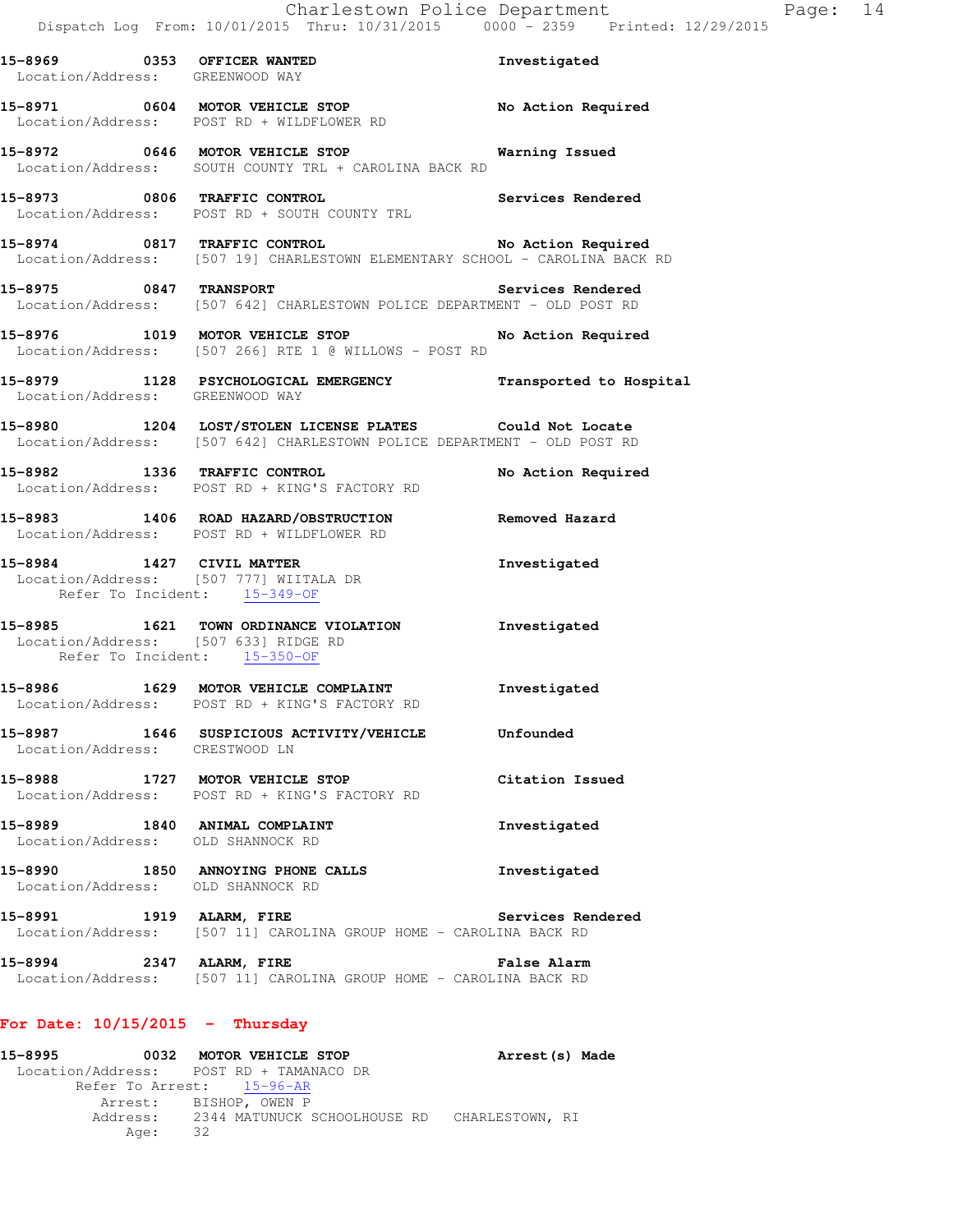**15-8969** 0353 **OFFICER WANTED** Investigated
Location/Address: GREENWOOD WAY

**15-8971** 0604 **MOTOR VEHICLE STOP** No Action Required
Location/Address: POST RD + WILDFLOWER RD

**15-8972** 0646 **MOTOR VEHICLE STOP** Warning Issued
Location/Address: SOUTH COUNTY TRL + CAROLINA BACK RD

**15-8973** 0806 **TRAFFIC CONTROL** Services Rendered
Location/Address: POST RD + SOUTH COUNTY TRL

**15-8974** 0817 **TRAFFIC CONTROL** No Action Required
Location/Address: [507 19] CHARLESTOWN ELEMENTARY SCHOOL - CAROLINA BACK RD

**15-8975** 0847 **TRANSPORT** Services Rendered
Location/Address: [507 642] CHARLESTOWN POLICE DEPARTMENT - OLD POST RD

**15-8976** 1019 **MOTOR VEHICLE STOP** No Action Required
Location/Address: [507 266] RTE 1 @ WILLOWS - POST RD

**15-8979** 1128 **PSYCHOLOGICAL EMERGENCY** Transported to Hospital
Location/Address: GREENWOOD WAY

**15-8980** 1204 **LOST/STOLEN LICENSE PLATES** Could Not Locate
Location/Address: [507 642] CHARLESTOWN POLICE DEPARTMENT - OLD POST RD

**15-8982** 1336 **TRAFFIC CONTROL** No Action Required
Location/Address: POST RD + KING'S FACTORY RD

**15-8983** 1406 **ROAD HAZARD/OBSTRUCTION** Removed Hazard
Location/Address: POST RD + WILDFLOWER RD

**15-8984** 1427 **CIVIL MATTER** Investigated
Location/Address: [507 777] WIITALA DR
Refer To Incident: 15-349-OF

**15-8985** 1621 **TOWN ORDINANCE VIOLATION** Investigated
Location/Address: [507 633] RIDGE RD
Refer To Incident: 15-350-OF

**15-8986** 1629 **MOTOR VEHICLE COMPLAINT** Investigated
Location/Address: POST RD + KING'S FACTORY RD

**15-8987** 1646 **SUSPICIOUS ACTIVITY/VEHICLE** Unfounded
Location/Address: CRESTWOOD LN

**15-8988** 1727 **MOTOR VEHICLE STOP** Citation Issued
Location/Address: POST RD + KING'S FACTORY RD

**15-8989** 1840 **ANIMAL COMPLAINT** Investigated
Location/Address: OLD SHANNOCK RD

**15-8990** 1850 **ANNOYING PHONE CALLS** Investigated
Location/Address: OLD SHANNOCK RD

**15-8991** 1919 **ALARM, FIRE** Services Rendered
Location/Address: [507 11] CAROLINA GROUP HOME - CAROLINA BACK RD

**15-8994** 2347 **ALARM, FIRE** False Alarm
Location/Address: [507 11] CAROLINA GROUP HOME - CAROLINA BACK RD

## For Date: 10/15/2015 - Thursday

**15-8995** 0032 **MOTOR VEHICLE STOP** Arrest(s) Made
Location/Address: POST RD + TAMANACO DR
Refer To Arrest: 15-96-AR
Arrest: BISHOP, OWEN P
Address: 2344 MATUNUCK SCHOOLHOUSE RD CHARLESTOWN, RI
Age: 32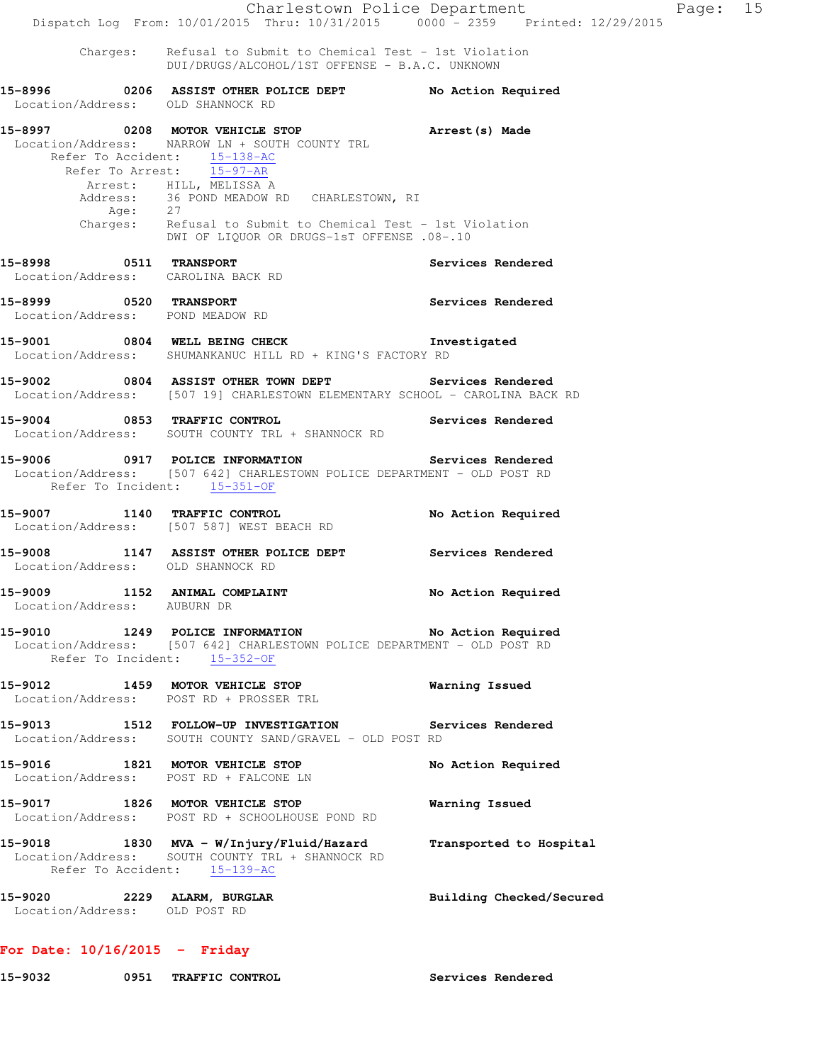Charges: Refusal to Submit to Chemical Test - 1st Violation
DUI/DRUGS/ALCOHOL/1ST OFFENSE - B.A.C. UNKNOWN

**15-8996 0206 ASSIST OTHER POLICE DEPT** — **No Action Required**
Location/Address: OLD SHANNOCK RD

**15-8997 0208 MOTOR VEHICLE STOP** — **Arrest(s) Made**
Location/Address: NARROW LN + SOUTH COUNTY TRL
Refer To Accident: 15-138-AC
Refer To Arrest: 15-97-AR
Arrest: HILL, MELISSA A
Address: 36 POND MEADOW RD CHARLESTOWN, RI
Age: 27
Charges: Refusal to Submit to Chemical Test - 1st Violation
DWI OF LIQUOR OR DRUGS-1sT OFFENSE .08-.10

**15-8998 0511 TRANSPORT** — **Services Rendered**
Location/Address: CAROLINA BACK RD

**15-8999 0520 TRANSPORT** — **Services Rendered**
Location/Address: POND MEADOW RD

**15-9001 0804 WELL BEING CHECK** — **Investigated**
Location/Address: SHUMANKANUC HILL RD + KING'S FACTORY RD

**15-9002 0804 ASSIST OTHER TOWN DEPT** — **Services Rendered**
Location/Address: [507 19] CHARLESTOWN ELEMENTARY SCHOOL - CAROLINA BACK RD

**15-9004 0853 TRAFFIC CONTROL** — **Services Rendered**
Location/Address: SOUTH COUNTY TRL + SHANNOCK RD

**15-9006 0917 POLICE INFORMATION** — **Services Rendered**
Location/Address: [507 642] CHARLESTOWN POLICE DEPARTMENT - OLD POST RD
Refer To Incident: 15-351-OF

**15-9007 1140 TRAFFIC CONTROL** — **No Action Required**
Location/Address: [507 587] WEST BEACH RD

**15-9008 1147 ASSIST OTHER POLICE DEPT** — **Services Rendered**
Location/Address: OLD SHANNOCK RD

**15-9009 1152 ANIMAL COMPLAINT** — **No Action Required**
Location/Address: AUBURN DR

**15-9010 1249 POLICE INFORMATION** — **No Action Required**
Location/Address: [507 642] CHARLESTOWN POLICE DEPARTMENT - OLD POST RD
Refer To Incident: 15-352-OF

**15-9012 1459 MOTOR VEHICLE STOP** — **Warning Issued**
Location/Address: POST RD + PROSSER TRL

**15-9013 1512 FOLLOW-UP INVESTIGATION** — **Services Rendered**
Location/Address: SOUTH COUNTY SAND/GRAVEL - OLD POST RD

**15-9016 1821 MOTOR VEHICLE STOP** — **No Action Required**
Location/Address: POST RD + FALCONE LN

**15-9017 1826 MOTOR VEHICLE STOP** — **Warning Issued**
Location/Address: POST RD + SCHOOLHOUSE POND RD

**15-9018 1830 MVA - W/Injury/Fluid/Hazard** — **Transported to Hospital**
Location/Address: SOUTH COUNTY TRL + SHANNOCK RD
Refer To Accident: 15-139-AC

**15-9020 2229 ALARM, BURGLAR** — **Building Checked/Secured**
Location/Address: OLD POST RD

## For Date: 10/16/2015 - Friday

**15-9032 0951 TRAFFIC CONTROL** — **Services Rendered**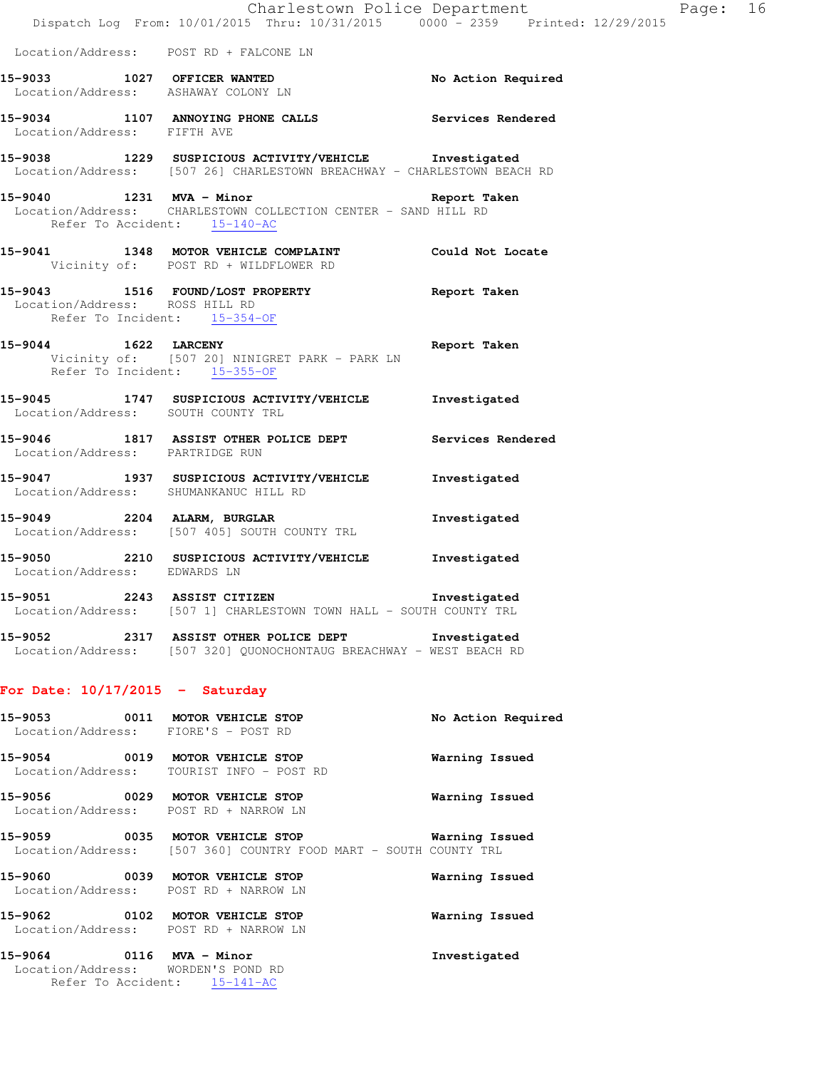Location/Address: POST RD + FALCONE LN

**15-9033 1027 OFFICER WANTED** **No Action Required**
Location/Address: ASHAWAY COLONY LN

**15-9034 1107 ANNOYING PHONE CALLS** **Services Rendered**
Location/Address: FIFTH AVE

**15-9038 1229 SUSPICIOUS ACTIVITY/VEHICLE** **Investigated**
Location/Address: [507 26] CHARLESTOWN BREACHWAY - CHARLESTOWN BEACH RD

**15-9040 1231 MVA - Minor** **Report Taken**
Location/Address: CHARLESTOWN COLLECTION CENTER - SAND HILL RD
Refer To Accident: 15-140-AC

**15-9041 1348 MOTOR VEHICLE COMPLAINT** **Could Not Locate**
Vicinity of: POST RD + WILDFLOWER RD

**15-9043 1516 FOUND/LOST PROPERTY** **Report Taken**
Location/Address: ROSS HILL RD
Refer To Incident: 15-354-OF

**15-9044 1622 LARCENY** **Report Taken**
Vicinity of: [507 20] NINIGRET PARK - PARK LN
Refer To Incident: 15-355-OF

**15-9045 1747 SUSPICIOUS ACTIVITY/VEHICLE** **Investigated**
Location/Address: SOUTH COUNTY TRL

**15-9046 1817 ASSIST OTHER POLICE DEPT** **Services Rendered**
Location/Address: PARTRIDGE RUN

**15-9047 1937 SUSPICIOUS ACTIVITY/VEHICLE** **Investigated**
Location/Address: SHUMANKANUC HILL RD

**15-9049 2204 ALARM, BURGLAR** **Investigated**
Location/Address: [507 405] SOUTH COUNTY TRL

**15-9050 2210 SUSPICIOUS ACTIVITY/VEHICLE** **Investigated**
Location/Address: EDWARDS LN

**15-9051 2243 ASSIST CITIZEN** **Investigated**
Location/Address: [507 1] CHARLESTOWN TOWN HALL - SOUTH COUNTY TRL

**15-9052 2317 ASSIST OTHER POLICE DEPT** **Investigated**
Location/Address: [507 320] QUONOCHONTAUG BREACHWAY - WEST BEACH RD

## For Date: 10/17/2015 - Saturday

**15-9053 0011 MOTOR VEHICLE STOP** **No Action Required**
Location/Address: FIORE'S - POST RD

**15-9054 0019 MOTOR VEHICLE STOP** **Warning Issued**
Location/Address: TOURIST INFO - POST RD

**15-9056 0029 MOTOR VEHICLE STOP** **Warning Issued**
Location/Address: POST RD + NARROW LN

**15-9059 0035 MOTOR VEHICLE STOP** **Warning Issued**
Location/Address: [507 360] COUNTRY FOOD MART - SOUTH COUNTY TRL

**15-9060 0039 MOTOR VEHICLE STOP** **Warning Issued**
Location/Address: POST RD + NARROW LN

**15-9062 0102 MOTOR VEHICLE STOP** **Warning Issued**
Location/Address: POST RD + NARROW LN

**15-9064 0116 MVA - Minor** **Investigated**
Location/Address: WORDEN'S POND RD
Refer To Accident: 15-141-AC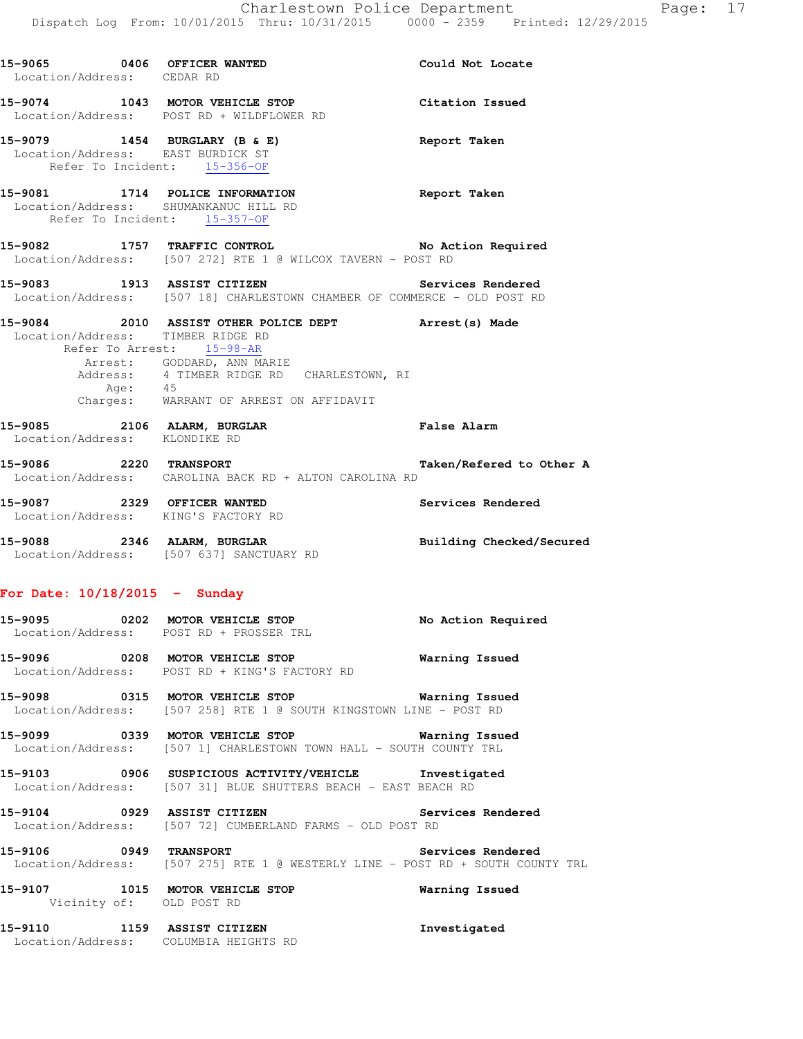**15-9065 0406 OFFICER WANTED** Could Not Locate
Location/Address: CEDAR RD

**15-9074 1043 MOTOR VEHICLE STOP** Citation Issued
Location/Address: POST RD + WILDFLOWER RD

**15-9079 1454 BURGLARY (B & E)** Report Taken
Location/Address: EAST BURDICK ST
Refer To Incident: 15-356-OF

**15-9081 1714 POLICE INFORMATION** Report Taken
Location/Address: SHUMANKANUC HILL RD
Refer To Incident: 15-357-OF

**15-9082 1757 TRAFFIC CONTROL** No Action Required
Location/Address: [507 272] RTE 1 @ WILCOX TAVERN - POST RD

**15-9083 1913 ASSIST CITIZEN** Services Rendered
Location/Address: [507 18] CHARLESTOWN CHAMBER OF COMMERCE - OLD POST RD

**15-9084 2010 ASSIST OTHER POLICE DEPT** Arrest(s) Made
Location/Address: TIMBER RIDGE RD
Refer To Arrest: 15-98-AR
Arrest: GODDARD, ANN MARIE
Address: 4 TIMBER RIDGE RD CHARLESTOWN, RI
Age: 45
Charges: WARRANT OF ARREST ON AFFIDAVIT

**15-9085 2106 ALARM, BURGLAR** False Alarm
Location/Address: KLONDIKE RD

**15-9086 2220 TRANSPORT** Taken/Refered to Other A
Location/Address: CAROLINA BACK RD + ALTON CAROLINA RD

**15-9087 2329 OFFICER WANTED** Services Rendered
Location/Address: KING'S FACTORY RD

**15-9088 2346 ALARM, BURGLAR** Building Checked/Secured
Location/Address: [507 637] SANCTUARY RD

## For Date: 10/18/2015 - Sunday

**15-9095 0202 MOTOR VEHICLE STOP** No Action Required
Location/Address: POST RD + PROSSER TRL

**15-9096 0208 MOTOR VEHICLE STOP** Warning Issued
Location/Address: POST RD + KING'S FACTORY RD

**15-9098 0315 MOTOR VEHICLE STOP** Warning Issued
Location/Address: [507 258] RTE 1 @ SOUTH KINGSTOWN LINE - POST RD

**15-9099 0339 MOTOR VEHICLE STOP** Warning Issued
Location/Address: [507 1] CHARLESTOWN TOWN HALL - SOUTH COUNTY TRL

**15-9103 0906 SUSPICIOUS ACTIVITY/VEHICLE** Investigated
Location/Address: [507 31] BLUE SHUTTERS BEACH - EAST BEACH RD

**15-9104 0929 ASSIST CITIZEN** Services Rendered
Location/Address: [507 72] CUMBERLAND FARMS - OLD POST RD

**15-9106 0949 TRANSPORT** Services Rendered
Location/Address: [507 275] RTE 1 @ WESTERLY LINE - POST RD + SOUTH COUNTY TRL

**15-9107 1015 MOTOR VEHICLE STOP** Warning Issued
Vicinity of: OLD POST RD

**15-9110 1159 ASSIST CITIZEN** Investigated
Location/Address: COLUMBIA HEIGHTS RD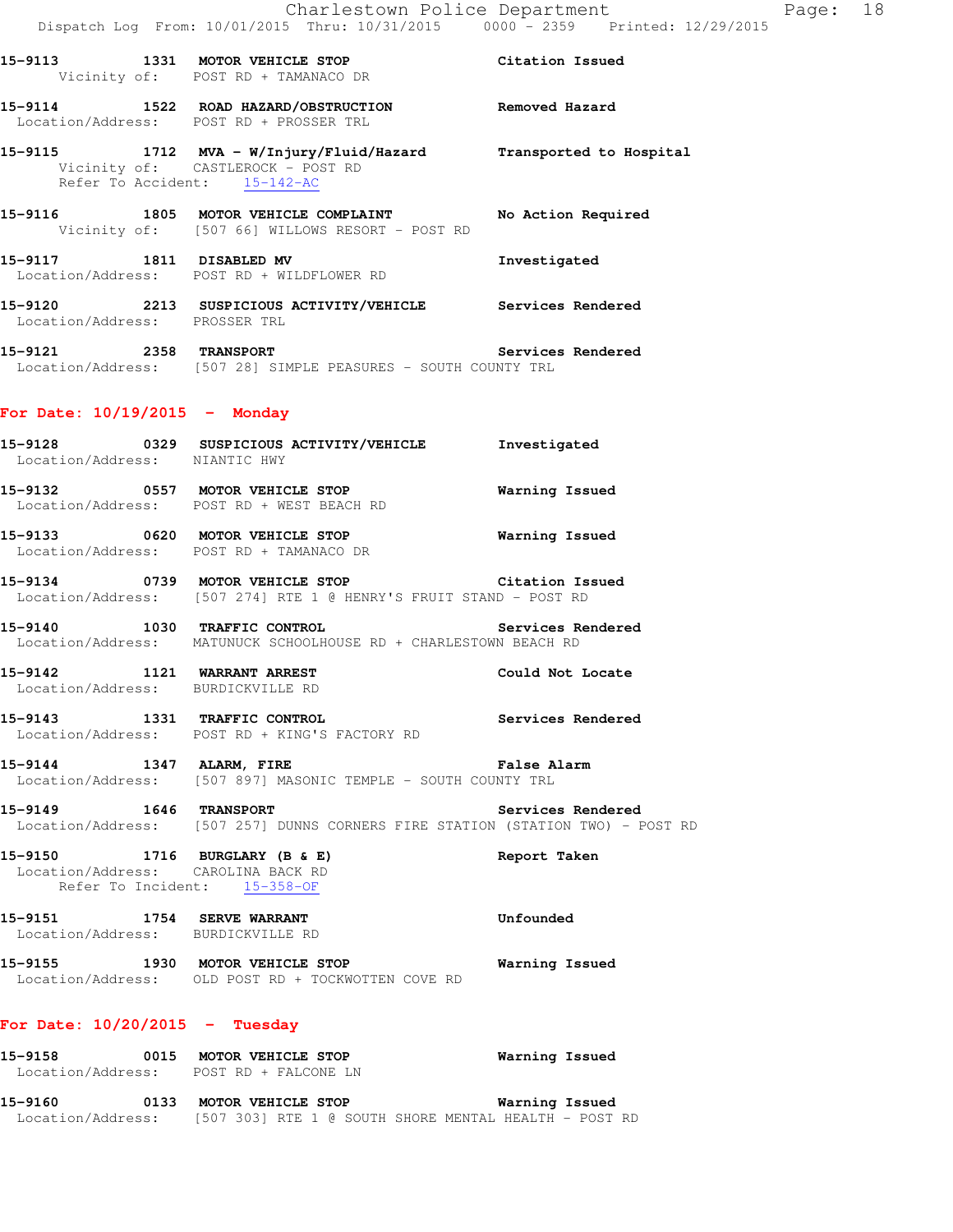15-9113 1331 MOTOR VEHICLE STOP Citation Issued
Vicinity of: POST RD + TAMANACO DR

15-9114 1522 ROAD HAZARD/OBSTRUCTION Removed Hazard
Location/Address: POST RD + PROSSER TRL

15-9115 1712 MVA - W/Injury/Fluid/Hazard Transported to Hospital
Vicinity of: CASTLEROCK - POST RD
Refer To Accident: 15-142-AC

15-9116 1805 MOTOR VEHICLE COMPLAINT No Action Required
Vicinity of: [507 66] WILLOWS RESORT - POST RD

15-9117 1811 DISABLED MV Investigated
Location/Address: POST RD + WILDFLOWER RD

15-9120 2213 SUSPICIOUS ACTIVITY/VEHICLE Services Rendered
Location/Address: PROSSER TRL

15-9121 2358 TRANSPORT Services Rendered
Location/Address: [507 28] SIMPLE PEASURES - SOUTH COUNTY TRL

## For Date: 10/19/2015 - Monday

15-9128 0329 SUSPICIOUS ACTIVITY/VEHICLE Investigated
Location/Address: NIANTIC HWY

15-9132 0557 MOTOR VEHICLE STOP Warning Issued
Location/Address: POST RD + WEST BEACH RD

15-9133 0620 MOTOR VEHICLE STOP Warning Issued
Location/Address: POST RD + TAMANACO DR

15-9134 0739 MOTOR VEHICLE STOP Citation Issued
Location/Address: [507 274] RTE 1 @ HENRY'S FRUIT STAND - POST RD

15-9140 1030 TRAFFIC CONTROL Services Rendered
Location/Address: MATUNUCK SCHOOLHOUSE RD + CHARLESTOWN BEACH RD

15-9142 1121 WARRANT ARREST Could Not Locate
Location/Address: BURDICKVILLE RD

15-9143 1331 TRAFFIC CONTROL Services Rendered
Location/Address: POST RD + KING'S FACTORY RD

15-9144 1347 ALARM, FIRE False Alarm
Location/Address: [507 897] MASONIC TEMPLE - SOUTH COUNTY TRL

15-9149 1646 TRANSPORT Services Rendered
Location/Address: [507 257] DUNNS CORNERS FIRE STATION (STATION TWO) - POST RD

15-9150 1716 BURGLARY (B & E) Report Taken
Location/Address: CAROLINA BACK RD
Refer To Incident: 15-358-OF

15-9151 1754 SERVE WARRANT Unfounded
Location/Address: BURDICKVILLE RD

15-9155 1930 MOTOR VEHICLE STOP Warning Issued
Location/Address: OLD POST RD + TOCKWOTTEN COVE RD

## For Date: 10/20/2015 - Tuesday

15-9158 0015 MOTOR VEHICLE STOP Warning Issued
Location/Address: POST RD + FALCONE LN

15-9160 0133 MOTOR VEHICLE STOP Warning Issued
Location/Address: [507 303] RTE 1 @ SOUTH SHORE MENTAL HEALTH - POST RD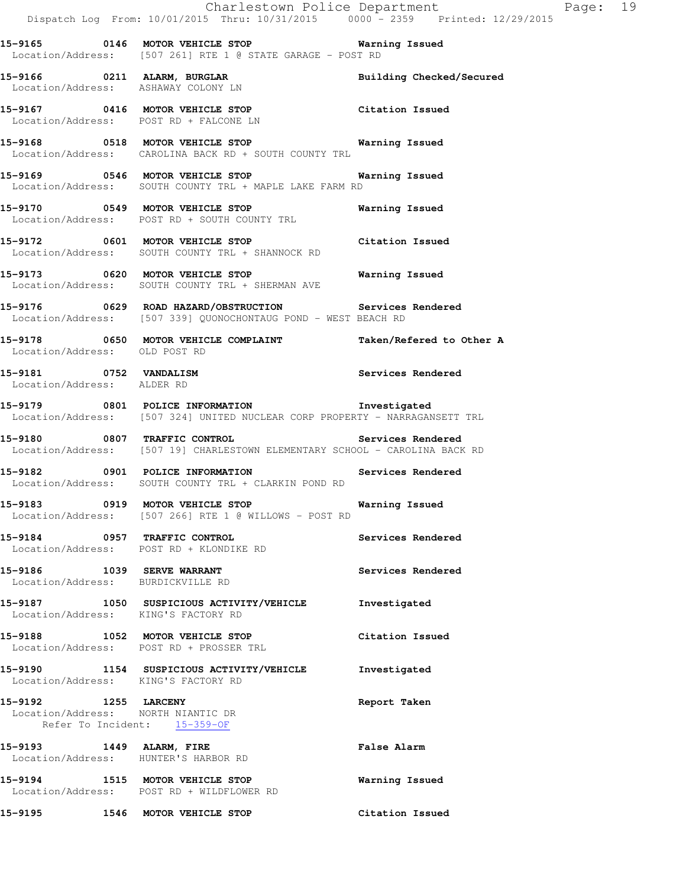**15-9165 0146 MOTOR VEHICLE STOP Warning Issued**
Location/Address: [507 261] RTE 1 @ STATE GARAGE - POST RD

**15-9166 0211 ALARM, BURGLAR Building Checked/Secured**
Location/Address: ASHAWAY COLONY LN

**15-9167 0416 MOTOR VEHICLE STOP Citation Issued**
Location/Address: POST RD + FALCONE LN

**15-9168 0518 MOTOR VEHICLE STOP Warning Issued**
Location/Address: CAROLINA BACK RD + SOUTH COUNTY TRL

**15-9169 0546 MOTOR VEHICLE STOP Warning Issued**
Location/Address: SOUTH COUNTY TRL + MAPLE LAKE FARM RD

**15-9170 0549 MOTOR VEHICLE STOP Warning Issued**
Location/Address: POST RD + SOUTH COUNTY TRL

**15-9172 0601 MOTOR VEHICLE STOP Citation Issued**
Location/Address: SOUTH COUNTY TRL + SHANNOCK RD

**15-9173 0620 MOTOR VEHICLE STOP Warning Issued**
Location/Address: SOUTH COUNTY TRL + SHERMAN AVE

**15-9176 0629 ROAD HAZARD/OBSTRUCTION Services Rendered**
Location/Address: [507 339] QUONOCHONTAUG POND - WEST BEACH RD

**15-9178 0650 MOTOR VEHICLE COMPLAINT Taken/Refered to Other A**
Location/Address: OLD POST RD

**15-9181 0752 VANDALISM Services Rendered**
Location/Address: ALDER RD

**15-9179 0801 POLICE INFORMATION Investigated**
Location/Address: [507 324] UNITED NUCLEAR CORP PROPERTY - NARRAGANSETT TRL

**15-9180 0807 TRAFFIC CONTROL Services Rendered**
Location/Address: [507 19] CHARLESTOWN ELEMENTARY SCHOOL - CAROLINA BACK RD

**15-9182 0901 POLICE INFORMATION Services Rendered**
Location/Address: SOUTH COUNTY TRL + CLARKIN POND RD

**15-9183 0919 MOTOR VEHICLE STOP Warning Issued**
Location/Address: [507 266] RTE 1 @ WILLOWS - POST RD

**15-9184 0957 TRAFFIC CONTROL Services Rendered**
Location/Address: POST RD + KLONDIKE RD

**15-9186 1039 SERVE WARRANT Services Rendered**
Location/Address: BURDICKVILLE RD

**15-9187 1050 SUSPICIOUS ACTIVITY/VEHICLE Investigated**
Location/Address: KING'S FACTORY RD

**15-9188 1052 MOTOR VEHICLE STOP Citation Issued**
Location/Address: POST RD + PROSSER TRL

**15-9190 1154 SUSPICIOUS ACTIVITY/VEHICLE Investigated**
Location/Address: KING'S FACTORY RD

**15-9192 1255 LARCENY Report Taken**
Location/Address: NORTH NIANTIC DR
Refer To Incident: 15-359-OF

**15-9193 1449 ALARM, FIRE False Alarm**
Location/Address: HUNTER'S HARBOR RD

**15-9194 1515 MOTOR VEHICLE STOP Warning Issued**
Location/Address: POST RD + WILDFLOWER RD

**15-9195 1546 MOTOR VEHICLE STOP Citation Issued**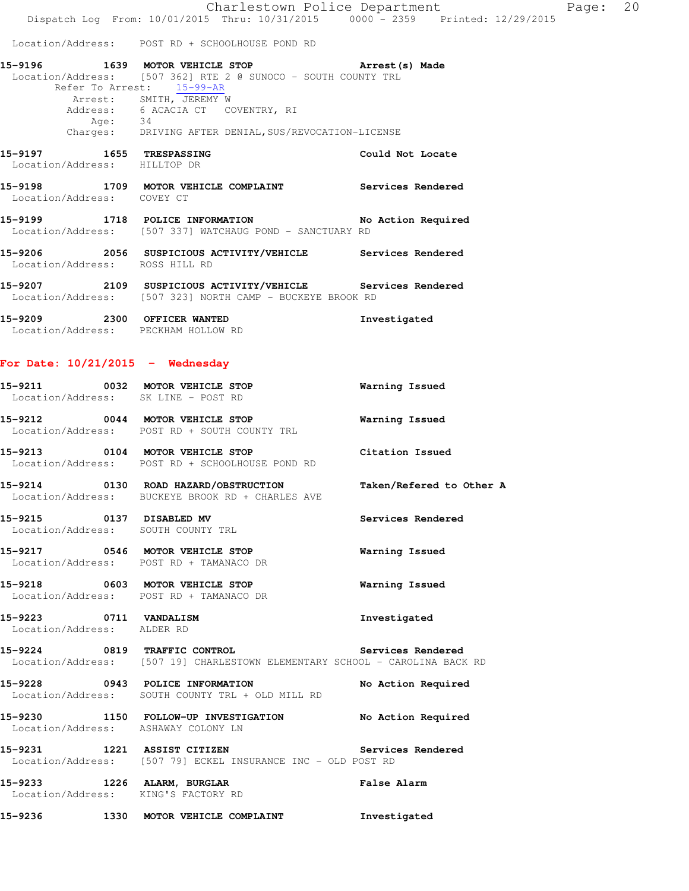Location/Address: POST RD + SCHOOLHOUSE POND RD

**15-9196 1639 MOTOR VEHICLE STOP** Arrest(s) Made
Location/Address: [507 362] RTE 2 @ SUNOCO - SOUTH COUNTY TRL
Refer To Arrest: 15-99-AR
Arrest: SMITH, JEREMY W
Address: 6 ACACIA CT COVENTRY, RI
Age: 34
Charges: DRIVING AFTER DENIAL,SUS/REVOCATION-LICENSE

**15-9197 1655 TRESPASSING** Could Not Locate
Location/Address: HILLTOP DR

**15-9198 1709 MOTOR VEHICLE COMPLAINT** Services Rendered
Location/Address: COVEY CT

**15-9199 1718 POLICE INFORMATION** No Action Required
Location/Address: [507 337] WATCHAUG POND - SANCTUARY RD

**15-9206 2056 SUSPICIOUS ACTIVITY/VEHICLE** Services Rendered
Location/Address: ROSS HILL RD

**15-9207 2109 SUSPICIOUS ACTIVITY/VEHICLE** Services Rendered
Location/Address: [507 323] NORTH CAMP - BUCKEYE BROOK RD

**15-9209 2300 OFFICER WANTED** Investigated
Location/Address: PECKHAM HOLLOW RD

## For Date: 10/21/2015 - Wednesday

**15-9211 0032 MOTOR VEHICLE STOP** Warning Issued
Location/Address: SK LINE - POST RD

**15-9212 0044 MOTOR VEHICLE STOP** Warning Issued
Location/Address: POST RD + SOUTH COUNTY TRL

**15-9213 0104 MOTOR VEHICLE STOP** Citation Issued
Location/Address: POST RD + SCHOOLHOUSE POND RD

**15-9214 0130 ROAD HAZARD/OBSTRUCTION** Taken/Refered to Other A
Location/Address: BUCKEYE BROOK RD + CHARLES AVE

**15-9215 0137 DISABLED MV** Services Rendered
Location/Address: SOUTH COUNTY TRL

**15-9217 0546 MOTOR VEHICLE STOP** Warning Issued
Location/Address: POST RD + TAMANACO DR

**15-9218 0603 MOTOR VEHICLE STOP** Warning Issued
Location/Address: POST RD + TAMANACO DR

**15-9223 0711 VANDALISM** Investigated
Location/Address: ALDER RD

**15-9224 0819 TRAFFIC CONTROL** Services Rendered
Location/Address: [507 19] CHARLESTOWN ELEMENTARY SCHOOL - CAROLINA BACK RD

**15-9228 0943 POLICE INFORMATION** No Action Required
Location/Address: SOUTH COUNTY TRL + OLD MILL RD

**15-9230 1150 FOLLOW-UP INVESTIGATION** No Action Required
Location/Address: ASHAWAY COLONY LN

**15-9231 1221 ASSIST CITIZEN** Services Rendered
Location/Address: [507 79] ECKEL INSURANCE INC - OLD POST RD

**15-9233 1226 ALARM, BURGLAR** False Alarm
Location/Address: KING'S FACTORY RD

**15-9236 1330 MOTOR VEHICLE COMPLAINT** Investigated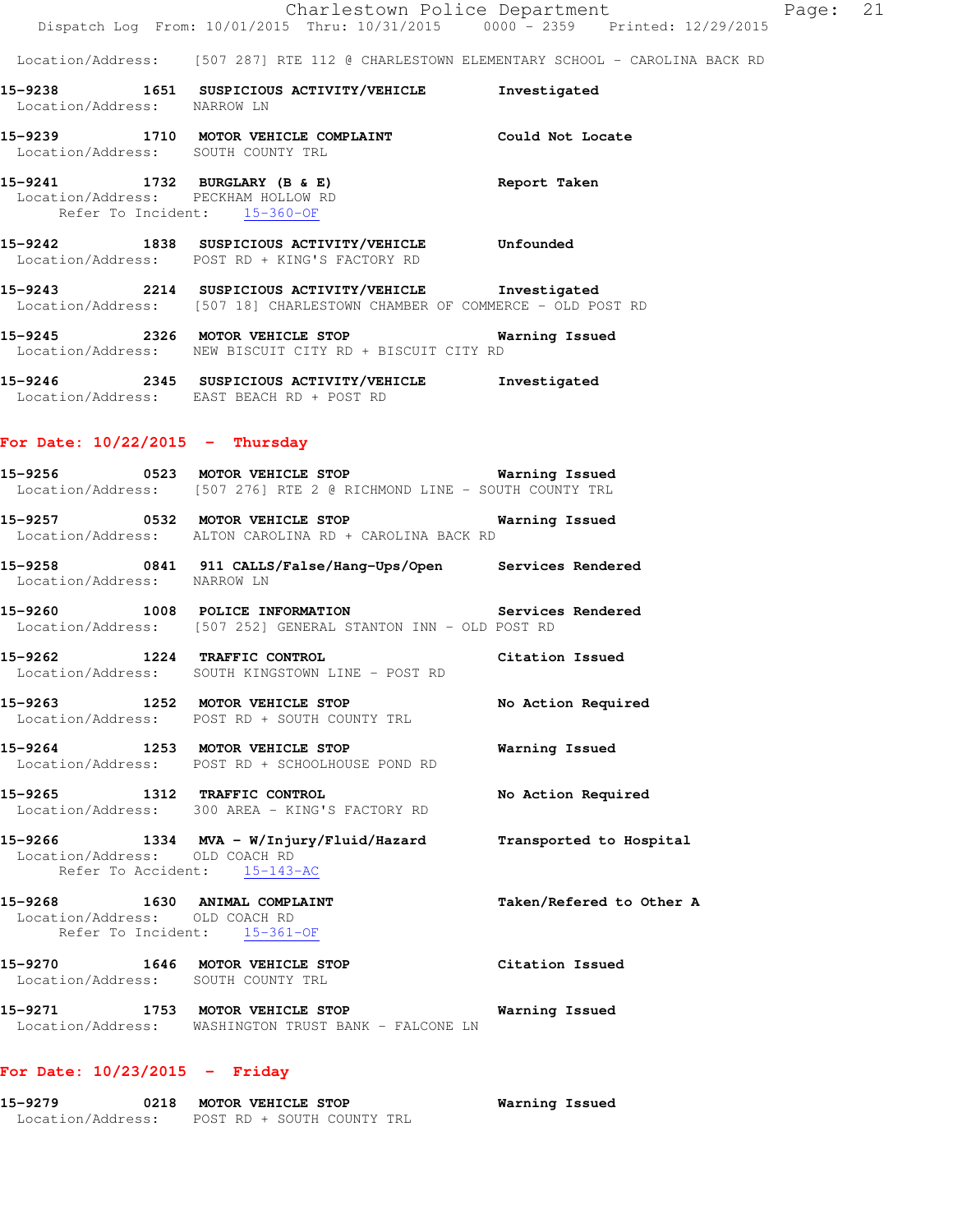Location/Address: [507 287] RTE 112 @ CHARLESTOWN ELEMENTARY SCHOOL - CAROLINA BACK RD

**15-9238 1651 SUSPICIOUS ACTIVITY/VEHICLE** Investigated
Location/Address: NARROW LN

**15-9239 1710 MOTOR VEHICLE COMPLAINT** Could Not Locate
Location/Address: SOUTH COUNTY TRL

**15-9241 1732 BURGLARY (B & E)** Report Taken
Location/Address: PECKHAM HOLLOW RD
Refer To Incident: 15-360-OF

**15-9242 1838 SUSPICIOUS ACTIVITY/VEHICLE** Unfounded
Location/Address: POST RD + KING'S FACTORY RD

**15-9243 2214 SUSPICIOUS ACTIVITY/VEHICLE** Investigated
Location/Address: [507 18] CHARLESTOWN CHAMBER OF COMMERCE - OLD POST RD

**15-9245 2326 MOTOR VEHICLE STOP** Warning Issued
Location/Address: NEW BISCUIT CITY RD + BISCUIT CITY RD

**15-9246 2345 SUSPICIOUS ACTIVITY/VEHICLE** Investigated
Location/Address: EAST BEACH RD + POST RD

## For Date: 10/22/2015 - Thursday

**15-9256 0523 MOTOR VEHICLE STOP** Warning Issued
Location/Address: [507 276] RTE 2 @ RICHMOND LINE - SOUTH COUNTY TRL

**15-9257 0532 MOTOR VEHICLE STOP** Warning Issued
Location/Address: ALTON CAROLINA RD + CAROLINA BACK RD

**15-9258 0841 911 CALLS/False/Hang-Ups/Open** Services Rendered
Location/Address: NARROW LN

**15-9260 1008 POLICE INFORMATION** Services Rendered
Location/Address: [507 252] GENERAL STANTON INN - OLD POST RD

**15-9262 1224 TRAFFIC CONTROL** Citation Issued
Location/Address: SOUTH KINGSTOWN LINE - POST RD

**15-9263 1252 MOTOR VEHICLE STOP** No Action Required
Location/Address: POST RD + SOUTH COUNTY TRL

**15-9264 1253 MOTOR VEHICLE STOP** Warning Issued
Location/Address: POST RD + SCHOOLHOUSE POND RD

**15-9265 1312 TRAFFIC CONTROL** No Action Required
Location/Address: 300 AREA - KING'S FACTORY RD

**15-9266 1334 MVA - W/Injury/Fluid/Hazard** Transported to Hospital
Location/Address: OLD COACH RD
Refer To Accident: 15-143-AC

**15-9268 1630 ANIMAL COMPLAINT** Taken/Refered to Other A
Location/Address: OLD COACH RD
Refer To Incident: 15-361-OF

**15-9270 1646 MOTOR VEHICLE STOP** Citation Issued
Location/Address: SOUTH COUNTY TRL

**15-9271 1753 MOTOR VEHICLE STOP** Warning Issued
Location/Address: WASHINGTON TRUST BANK - FALCONE LN

## For Date: 10/23/2015 - Friday

**15-9279 0218 MOTOR VEHICLE STOP** Warning Issued
Location/Address: POST RD + SOUTH COUNTY TRL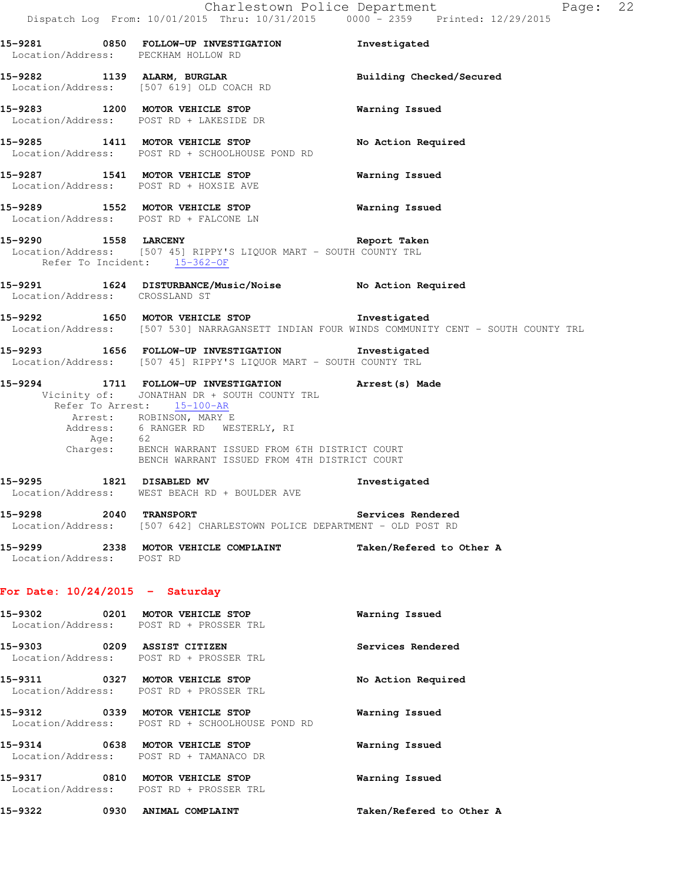**15-9281 0850 FOLLOW-UP INVESTIGATION** Investigated
Location/Address: PECKHAM HOLLOW RD

**15-9282 1139 ALARM, BURGLAR** Building Checked/Secured
Location/Address: [507 619] OLD COACH RD

**15-9283 1200 MOTOR VEHICLE STOP** Warning Issued
Location/Address: POST RD + LAKESIDE DR

**15-9285 1411 MOTOR VEHICLE STOP** No Action Required
Location/Address: POST RD + SCHOOLHOUSE POND RD

**15-9287 1541 MOTOR VEHICLE STOP** Warning Issued
Location/Address: POST RD + HOXSIE AVE

**15-9289 1552 MOTOR VEHICLE STOP** Warning Issued
Location/Address: POST RD + FALCONE LN

**15-9290 1558 LARCENY** Report Taken
Location/Address: [507 45] RIPPY'S LIQUOR MART - SOUTH COUNTY TRL
Refer To Incident: 15-362-OF

**15-9291 1624 DISTURBANCE/Music/Noise** No Action Required
Location/Address: CROSSLAND ST

**15-9292 1650 MOTOR VEHICLE STOP** Investigated
Location/Address: [507 530] NARRAGANSETT INDIAN FOUR WINDS COMMUNITY CENT - SOUTH COUNTY TRL

**15-9293 1656 FOLLOW-UP INVESTIGATION** Investigated
Location/Address: [507 45] RIPPY'S LIQUOR MART - SOUTH COUNTY TRL

**15-9294 1711 FOLLOW-UP INVESTIGATION** Arrest(s) Made
Vicinity of: JONATHAN DR + SOUTH COUNTY TRL
Refer To Arrest: 15-100-AR
Arrest: ROBINSON, MARY E
Address: 6 RANGER RD WESTERLY, RI
Age: 62
Charges: BENCH WARRANT ISSUED FROM 6TH DISTRICT COURT
BENCH WARRANT ISSUED FROM 4TH DISTRICT COURT

**15-9295 1821 DISABLED MV** Investigated
Location/Address: WEST BEACH RD + BOULDER AVE

**15-9298 2040 TRANSPORT** Services Rendered
Location/Address: [507 642] CHARLESTOWN POLICE DEPARTMENT - OLD POST RD

**15-9299 2338 MOTOR VEHICLE COMPLAINT** Taken/Refered to Other A
Location/Address: POST RD

## For Date: 10/24/2015 - Saturday

**15-9302 0201 MOTOR VEHICLE STOP** Warning Issued
Location/Address: POST RD + PROSSER TRL

**15-9303 0209 ASSIST CITIZEN** Services Rendered
Location/Address: POST RD + PROSSER TRL

**15-9311 0327 MOTOR VEHICLE STOP** No Action Required
Location/Address: POST RD + PROSSER TRL

**15-9312 0339 MOTOR VEHICLE STOP** Warning Issued
Location/Address: POST RD + SCHOOLHOUSE POND RD

**15-9314 0638 MOTOR VEHICLE STOP** Warning Issued
Location/Address: POST RD + TAMANACO DR

**15-9317 0810 MOTOR VEHICLE STOP** Warning Issued
Location/Address: POST RD + PROSSER TRL

**15-9322 0930 ANIMAL COMPLAINT** Taken/Refered to Other A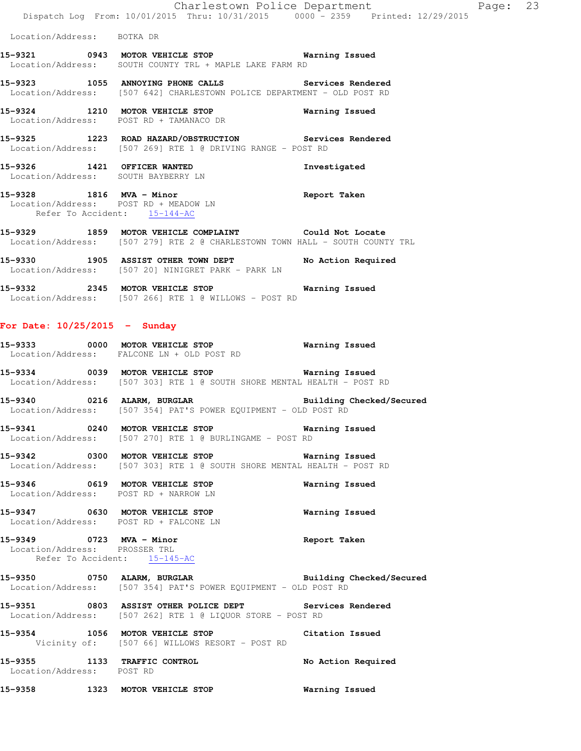Location/Address: BOTKA DR

**15-9321 0943 MOTOR VEHICLE STOP** Warning Issued
Location/Address: SOUTH COUNTY TRL + MAPLE LAKE FARM RD

**15-9323 1055 ANNOYING PHONE CALLS** Services Rendered
Location/Address: [507 642] CHARLESTOWN POLICE DEPARTMENT - OLD POST RD

**15-9324 1210 MOTOR VEHICLE STOP** Warning Issued
Location/Address: POST RD + TAMANACO DR

**15-9325 1223 ROAD HAZARD/OBSTRUCTION** Services Rendered
Location/Address: [507 269] RTE 1 @ DRIVING RANGE - POST RD

**15-9326 1421 OFFICER WANTED** Investigated
Location/Address: SOUTH BAYBERRY LN

**15-9328 1816 MVA - Minor** Report Taken
Location/Address: POST RD + MEADOW LN
Refer To Accident: 15-144-AC

**15-9329 1859 MOTOR VEHICLE COMPLAINT** Could Not Locate
Location/Address: [507 279] RTE 2 @ CHARLESTOWN TOWN HALL - SOUTH COUNTY TRL

**15-9330 1905 ASSIST OTHER TOWN DEPT** No Action Required
Location/Address: [507 20] NINIGRET PARK - PARK LN

**15-9332 2345 MOTOR VEHICLE STOP** Warning Issued
Location/Address: [507 266] RTE 1 @ WILLOWS - POST RD

## For Date: 10/25/2015 - Sunday

**15-9333 0000 MOTOR VEHICLE STOP** Warning Issued
Location/Address: FALCONE LN + OLD POST RD

**15-9334 0039 MOTOR VEHICLE STOP** Warning Issued
Location/Address: [507 303] RTE 1 @ SOUTH SHORE MENTAL HEALTH - POST RD

**15-9340 0216 ALARM, BURGLAR** Building Checked/Secured
Location/Address: [507 354] PAT'S POWER EQUIPMENT - OLD POST RD

**15-9341 0240 MOTOR VEHICLE STOP** Warning Issued
Location/Address: [507 270] RTE 1 @ BURLINGAME - POST RD

**15-9342 0300 MOTOR VEHICLE STOP** Warning Issued
Location/Address: [507 303] RTE 1 @ SOUTH SHORE MENTAL HEALTH - POST RD

**15-9346 0619 MOTOR VEHICLE STOP** Warning Issued
Location/Address: POST RD + NARROW LN

**15-9347 0630 MOTOR VEHICLE STOP** Warning Issued
Location/Address: POST RD + FALCONE LN

**15-9349 0723 MVA - Minor** Report Taken
Location/Address: PROSSER TRL
Refer To Accident: 15-145-AC

**15-9350 0750 ALARM, BURGLAR** Building Checked/Secured
Location/Address: [507 354] PAT'S POWER EQUIPMENT - OLD POST RD

**15-9351 0803 ASSIST OTHER POLICE DEPT** Services Rendered
Location/Address: [507 262] RTE 1 @ LIQUOR STORE - POST RD

**15-9354 1056 MOTOR VEHICLE STOP** Citation Issued
Vicinity of: [507 66] WILLOWS RESORT - POST RD

**15-9355 1133 TRAFFIC CONTROL** No Action Required
Location/Address: POST RD

**15-9358 1323 MOTOR VEHICLE STOP** Warning Issued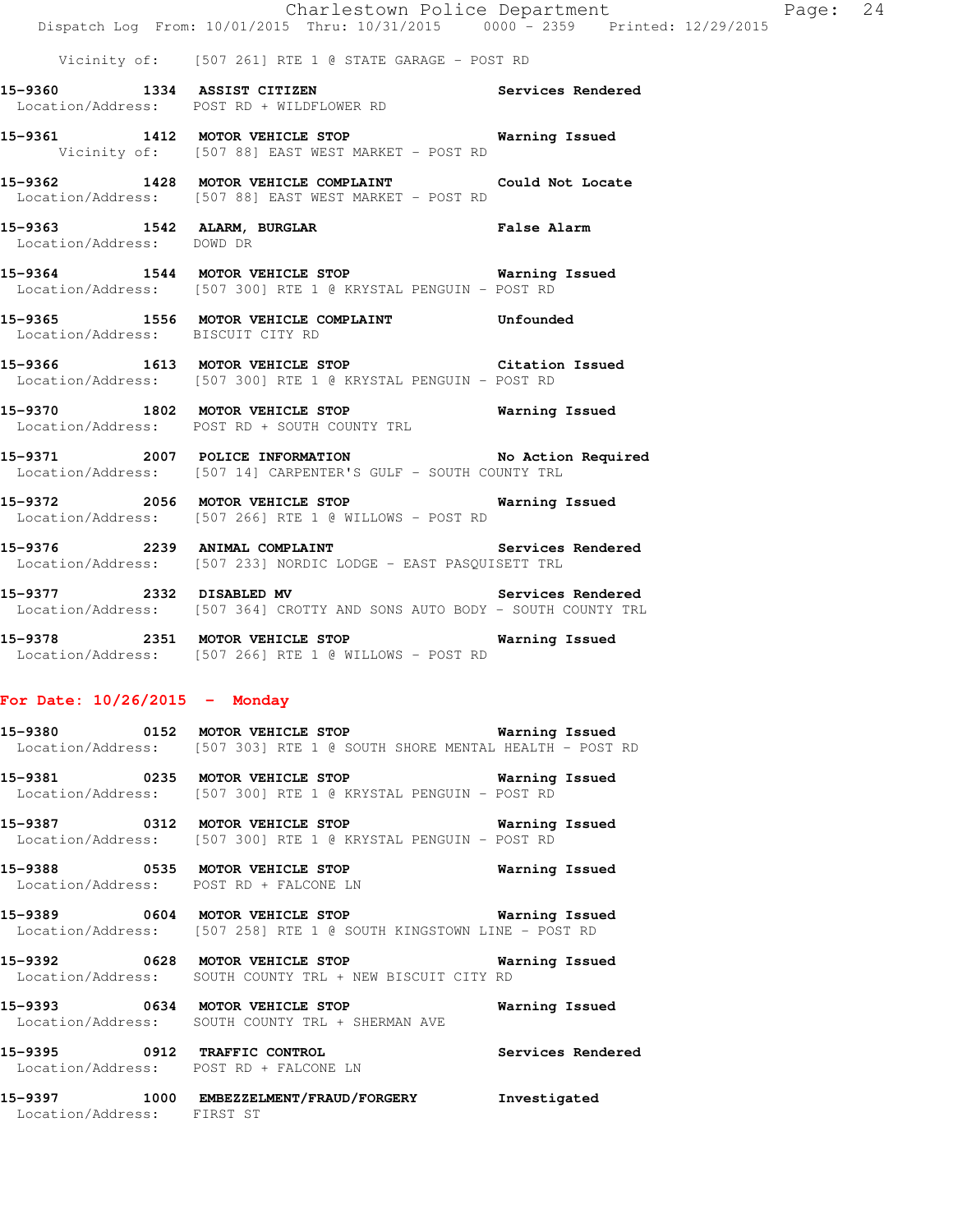Vicinity of: [507 261] RTE 1 @ STATE GARAGE - POST RD

**15-9360 1334 ASSIST CITIZEN** Services Rendered
Location/Address: POST RD + WILDFLOWER RD

**15-9361 1412 MOTOR VEHICLE STOP** Warning Issued
Vicinity of: [507 88] EAST WEST MARKET - POST RD

**15-9362 1428 MOTOR VEHICLE COMPLAINT** Could Not Locate
Location/Address: [507 88] EAST WEST MARKET - POST RD

**15-9363 1542 ALARM, BURGLAR** False Alarm
Location/Address: DOWD DR

**15-9364 1544 MOTOR VEHICLE STOP** Warning Issued
Location/Address: [507 300] RTE 1 @ KRYSTAL PENGUIN - POST RD

**15-9365 1556 MOTOR VEHICLE COMPLAINT** Unfounded
Location/Address: BISCUIT CITY RD

**15-9366 1613 MOTOR VEHICLE STOP** Citation Issued
Location/Address: [507 300] RTE 1 @ KRYSTAL PENGUIN - POST RD

**15-9370 1802 MOTOR VEHICLE STOP** Warning Issued
Location/Address: POST RD + SOUTH COUNTY TRL

**15-9371 2007 POLICE INFORMATION** No Action Required
Location/Address: [507 14] CARPENTER'S GULF - SOUTH COUNTY TRL

**15-9372 2056 MOTOR VEHICLE STOP** Warning Issued
Location/Address: [507 266] RTE 1 @ WILLOWS - POST RD

**15-9376 2239 ANIMAL COMPLAINT** Services Rendered
Location/Address: [507 233] NORDIC LODGE - EAST PASQUISETT TRL

**15-9377 2332 DISABLED MV** Services Rendered
Location/Address: [507 364] CROTTY AND SONS AUTO BODY - SOUTH COUNTY TRL

**15-9378 2351 MOTOR VEHICLE STOP** Warning Issued
Location/Address: [507 266] RTE 1 @ WILLOWS - POST RD

## For Date: 10/26/2015 - Monday

**15-9380 0152 MOTOR VEHICLE STOP** Warning Issued
Location/Address: [507 303] RTE 1 @ SOUTH SHORE MENTAL HEALTH - POST RD

**15-9381 0235 MOTOR VEHICLE STOP** Warning Issued
Location/Address: [507 300] RTE 1 @ KRYSTAL PENGUIN - POST RD

**15-9387 0312 MOTOR VEHICLE STOP** Warning Issued
Location/Address: [507 300] RTE 1 @ KRYSTAL PENGUIN - POST RD

**15-9388 0535 MOTOR VEHICLE STOP** Warning Issued
Location/Address: POST RD + FALCONE LN

**15-9389 0604 MOTOR VEHICLE STOP** Warning Issued
Location/Address: [507 258] RTE 1 @ SOUTH KINGSTOWN LINE - POST RD

**15-9392 0628 MOTOR VEHICLE STOP** Warning Issued
Location/Address: SOUTH COUNTY TRL + NEW BISCUIT CITY RD

**15-9393 0634 MOTOR VEHICLE STOP** Warning Issued
Location/Address: SOUTH COUNTY TRL + SHERMAN AVE

**15-9395 0912 TRAFFIC CONTROL** Services Rendered
Location/Address: POST RD + FALCONE LN

**15-9397 1000 EMBEZZELMENT/FRAUD/FORGERY** Investigated
Location/Address: FIRST ST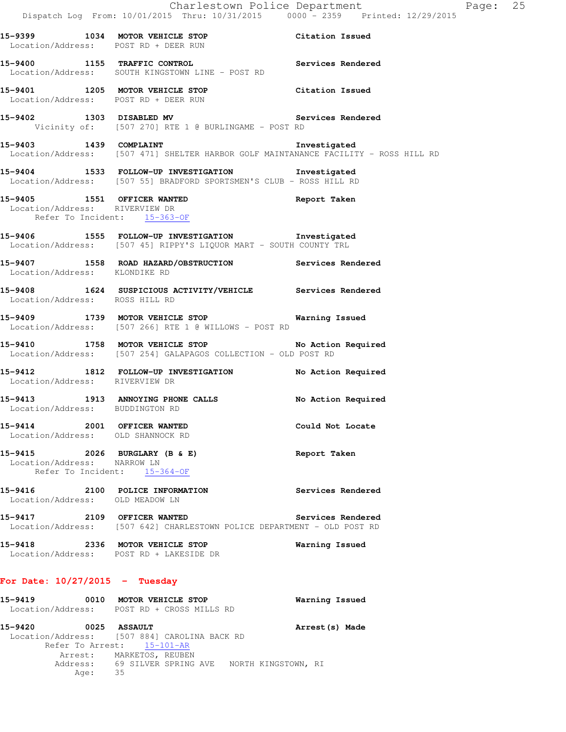**15-9399 1034 MOTOR VEHICLE STOP** Citation Issued
Location/Address: POST RD + DEER RUN

**15-9400 1155 TRAFFIC CONTROL** Services Rendered
Location/Address: SOUTH KINGSTOWN LINE - POST RD

**15-9401 1205 MOTOR VEHICLE STOP** Citation Issued
Location/Address: POST RD + DEER RUN

**15-9402 1303 DISABLED MV** Services Rendered
Vicinity of: [507 270] RTE 1 @ BURLINGAME - POST RD

**15-9403 1439 COMPLAINT** Investigated
Location/Address: [507 471] SHELTER HARBOR GOLF MAINTANANCE FACILITY - ROSS HILL RD

**15-9404 1533 FOLLOW-UP INVESTIGATION** Investigated
Location/Address: [507 55] BRADFORD SPORTSMEN'S CLUB - ROSS HILL RD

**15-9405 1551 OFFICER WANTED** Report Taken
Location/Address: RIVERVIEW DR
Refer To Incident: 15-363-OF

**15-9406 1555 FOLLOW-UP INVESTIGATION** Investigated
Location/Address: [507 45] RIPPY'S LIQUOR MART - SOUTH COUNTY TRL

**15-9407 1558 ROAD HAZARD/OBSTRUCTION** Services Rendered
Location/Address: KLONDIKE RD

**15-9408 1624 SUSPICIOUS ACTIVITY/VEHICLE** Services Rendered
Location/Address: ROSS HILL RD

**15-9409 1739 MOTOR VEHICLE STOP** Warning Issued
Location/Address: [507 266] RTE 1 @ WILLOWS - POST RD

**15-9410 1758 MOTOR VEHICLE STOP** No Action Required
Location/Address: [507 254] GALAPAGOS COLLECTION - OLD POST RD

**15-9412 1812 FOLLOW-UP INVESTIGATION** No Action Required
Location/Address: RIVERVIEW DR

**15-9413 1913 ANNOYING PHONE CALLS** No Action Required
Location/Address: BUDDINGTON RD

**15-9414 2001 OFFICER WANTED** Could Not Locate
Location/Address: OLD SHANNOCK RD

**15-9415 2026 BURGLARY (B & E)** Report Taken
Location/Address: NARROW LN
Refer To Incident: 15-364-OF

**15-9416 2100 POLICE INFORMATION** Services Rendered
Location/Address: OLD MEADOW LN

**15-9417 2109 OFFICER WANTED** Services Rendered
Location/Address: [507 642] CHARLESTOWN POLICE DEPARTMENT - OLD POST RD

**15-9418 2336 MOTOR VEHICLE STOP** Warning Issued
Location/Address: POST RD + LAKESIDE DR

## For Date: 10/27/2015 - Tuesday

**15-9419 0010 MOTOR VEHICLE STOP** Warning Issued
Location/Address: POST RD + CROSS MILLS RD

**15-9420 0025 ASSAULT** Arrest(s) Made
Location/Address: [507 884] CAROLINA BACK RD
Refer To Arrest: 15-101-AR
Arrest: MARKETOS, REUBEN
Address: 69 SILVER SPRING AVE NORTH KINGSTOWN, RI
Age: 35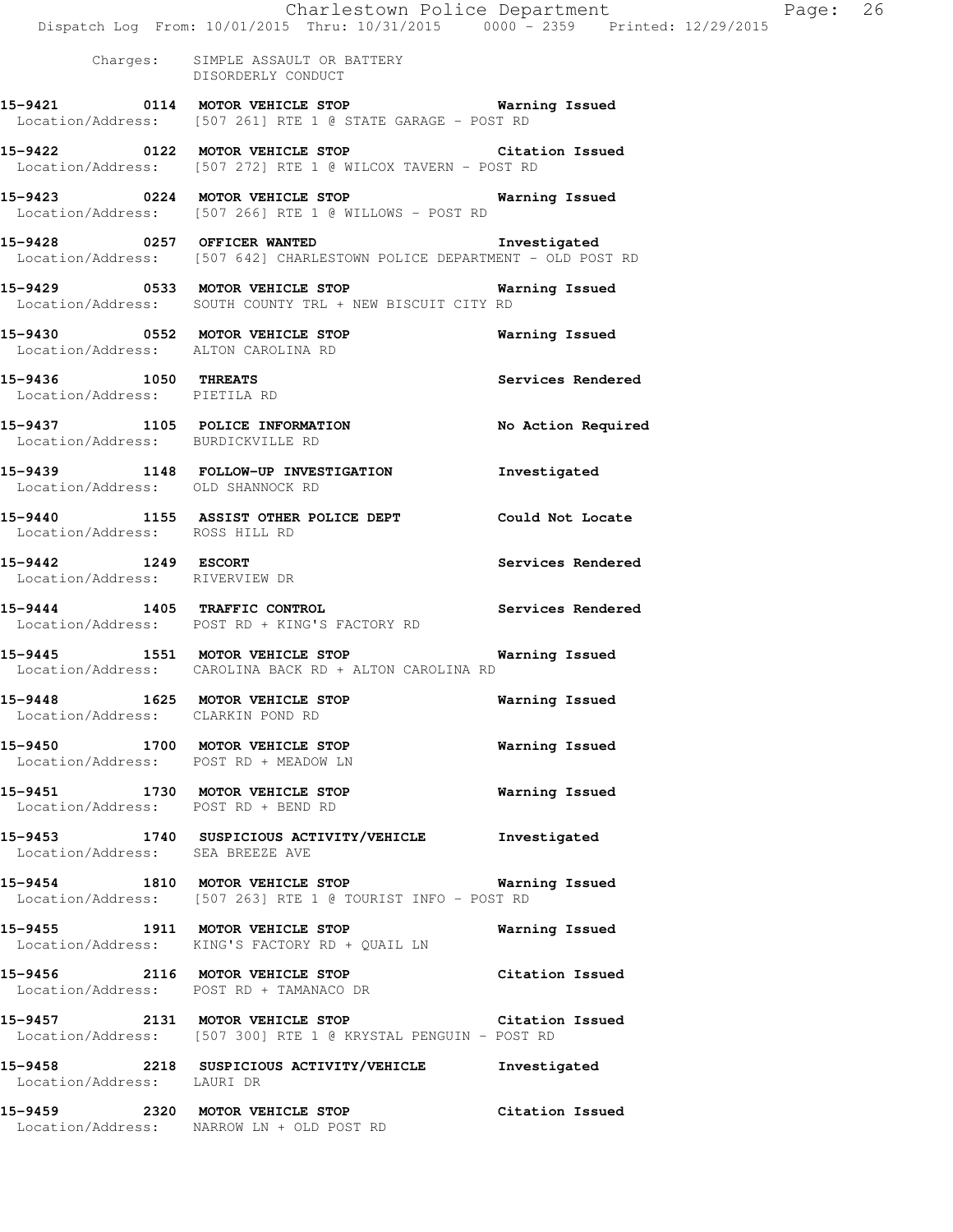Charges: SIMPLE ASSAULT OR BATTERY
DISORDERLY CONDUCT

**15-9421 0114 MOTOR VEHICLE STOP Warning Issued**
Location/Address: [507 261] RTE 1 @ STATE GARAGE - POST RD

**15-9422 0122 MOTOR VEHICLE STOP Citation Issued**
Location/Address: [507 272] RTE 1 @ WILCOX TAVERN - POST RD

**15-9423 0224 MOTOR VEHICLE STOP Warning Issued**
Location/Address: [507 266] RTE 1 @ WILLOWS - POST RD

**15-9428 0257 OFFICER WANTED Investigated**
Location/Address: [507 642] CHARLESTOWN POLICE DEPARTMENT - OLD POST RD

**15-9429 0533 MOTOR VEHICLE STOP Warning Issued**
Location/Address: SOUTH COUNTY TRL + NEW BISCUIT CITY RD

**15-9430 0552 MOTOR VEHICLE STOP Warning Issued**
Location/Address: ALTON CAROLINA RD

**15-9436 1050 THREATS Services Rendered**
Location/Address: PIETILA RD

**15-9437 1105 POLICE INFORMATION No Action Required**
Location/Address: BURDICKVILLE RD

**15-9439 1148 FOLLOW-UP INVESTIGATION Investigated**
Location/Address: OLD SHANNOCK RD

**15-9440 1155 ASSIST OTHER POLICE DEPT Could Not Locate**
Location/Address: ROSS HILL RD

**15-9442 1249 ESCORT Services Rendered**
Location/Address: RIVERVIEW DR

**15-9444 1405 TRAFFIC CONTROL Services Rendered**
Location/Address: POST RD + KING'S FACTORY RD

**15-9445 1551 MOTOR VEHICLE STOP Warning Issued**
Location/Address: CAROLINA BACK RD + ALTON CAROLINA RD

**15-9448 1625 MOTOR VEHICLE STOP Warning Issued**
Location/Address: CLARKIN POND RD

**15-9450 1700 MOTOR VEHICLE STOP Warning Issued**
Location/Address: POST RD + MEADOW LN

**15-9451 1730 MOTOR VEHICLE STOP Warning Issued**
Location/Address: POST RD + BEND RD

**15-9453 1740 SUSPICIOUS ACTIVITY/VEHICLE Investigated**
Location/Address: SEA BREEZE AVE

**15-9454 1810 MOTOR VEHICLE STOP Warning Issued**
Location/Address: [507 263] RTE 1 @ TOURIST INFO - POST RD

**15-9455 1911 MOTOR VEHICLE STOP Warning Issued**
Location/Address: KING'S FACTORY RD + QUAIL LN

**15-9456 2116 MOTOR VEHICLE STOP Citation Issued**
Location/Address: POST RD + TAMANACO DR

**15-9457 2131 MOTOR VEHICLE STOP Citation Issued**
Location/Address: [507 300] RTE 1 @ KRYSTAL PENGUIN - POST RD

**15-9458 2218 SUSPICIOUS ACTIVITY/VEHICLE Investigated**
Location/Address: LAURI DR

**15-9459 2320 MOTOR VEHICLE STOP Citation Issued**
Location/Address: NARROW LN + OLD POST RD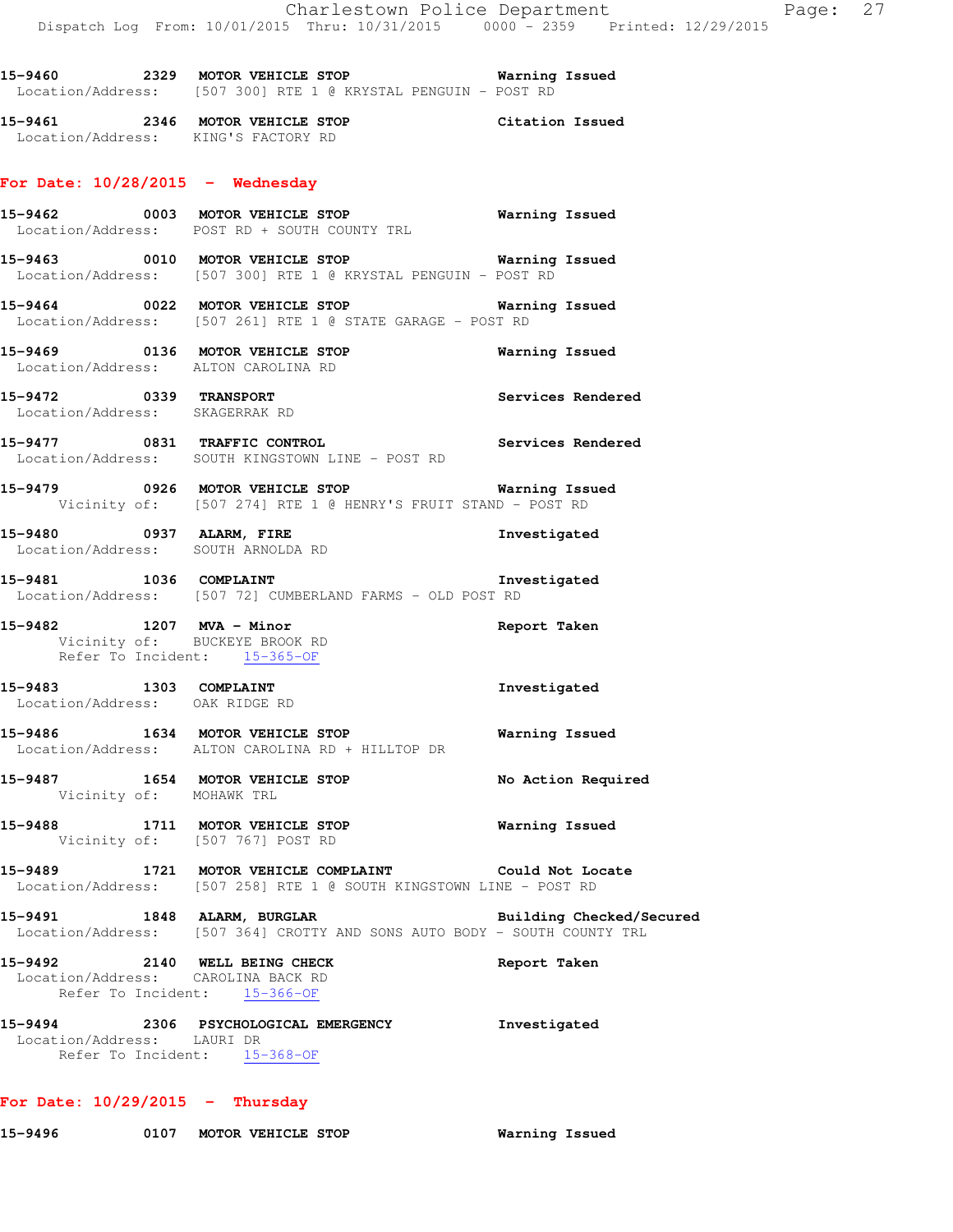15-9460 2329 **MOTOR VEHICLE STOP** Warning Issued
Location/Address: [507 300] RTE 1 @ KRYSTAL PENGUIN - POST RD

15-9461 2346 **MOTOR VEHICLE STOP** Citation Issued
Location/Address: KING'S FACTORY RD

## For Date: 10/28/2015 - Wednesday

15-9462 0003 **MOTOR VEHICLE STOP** Warning Issued
Location/Address: POST RD + SOUTH COUNTY TRL

15-9463 0010 **MOTOR VEHICLE STOP** Warning Issued
Location/Address: [507 300] RTE 1 @ KRYSTAL PENGUIN - POST RD

15-9464 0022 **MOTOR VEHICLE STOP** Warning Issued
Location/Address: [507 261] RTE 1 @ STATE GARAGE - POST RD

15-9469 0136 **MOTOR VEHICLE STOP** Warning Issued
Location/Address: ALTON CAROLINA RD

15-9472 0339 **TRANSPORT** Services Rendered
Location/Address: SKAGERRAK RD

15-9477 0831 **TRAFFIC CONTROL** Services Rendered
Location/Address: SOUTH KINGSTOWN LINE - POST RD

15-9479 0926 **MOTOR VEHICLE STOP** Warning Issued
Vicinity of: [507 274] RTE 1 @ HENRY'S FRUIT STAND - POST RD

15-9480 0937 **ALARM, FIRE** Investigated
Location/Address: SOUTH ARNOLDA RD

15-9481 1036 **COMPLAINT** Investigated
Location/Address: [507 72] CUMBERLAND FARMS - OLD POST RD

15-9482 1207 **MVA - Minor** Report Taken
Vicinity of: BUCKEYE BROOK RD
Refer To Incident: 15-365-OF

15-9483 1303 **COMPLAINT** Investigated
Location/Address: OAK RIDGE RD

15-9486 1634 **MOTOR VEHICLE STOP** Warning Issued
Location/Address: ALTON CAROLINA RD + HILLTOP DR

15-9487 1654 **MOTOR VEHICLE STOP** No Action Required
Vicinity of: MOHAWK TRL

15-9488 1711 **MOTOR VEHICLE STOP** Warning Issued
Vicinity of: [507 767] POST RD

15-9489 1721 **MOTOR VEHICLE COMPLAINT** Could Not Locate
Location/Address: [507 258] RTE 1 @ SOUTH KINGSTOWN LINE - POST RD

15-9491 1848 **ALARM, BURGLAR** Building Checked/Secured
Location/Address: [507 364] CROTTY AND SONS AUTO BODY - SOUTH COUNTY TRL

15-9492 2140 **WELL BEING CHECK** Report Taken
Location/Address: CAROLINA BACK RD
Refer To Incident: 15-366-OF

15-9494 2306 **PSYCHOLOGICAL EMERGENCY** Investigated
Location/Address: LAURI DR
Refer To Incident: 15-368-OF

## For Date: 10/29/2015 - Thursday

15-9496 0107 **MOTOR VEHICLE STOP** Warning Issued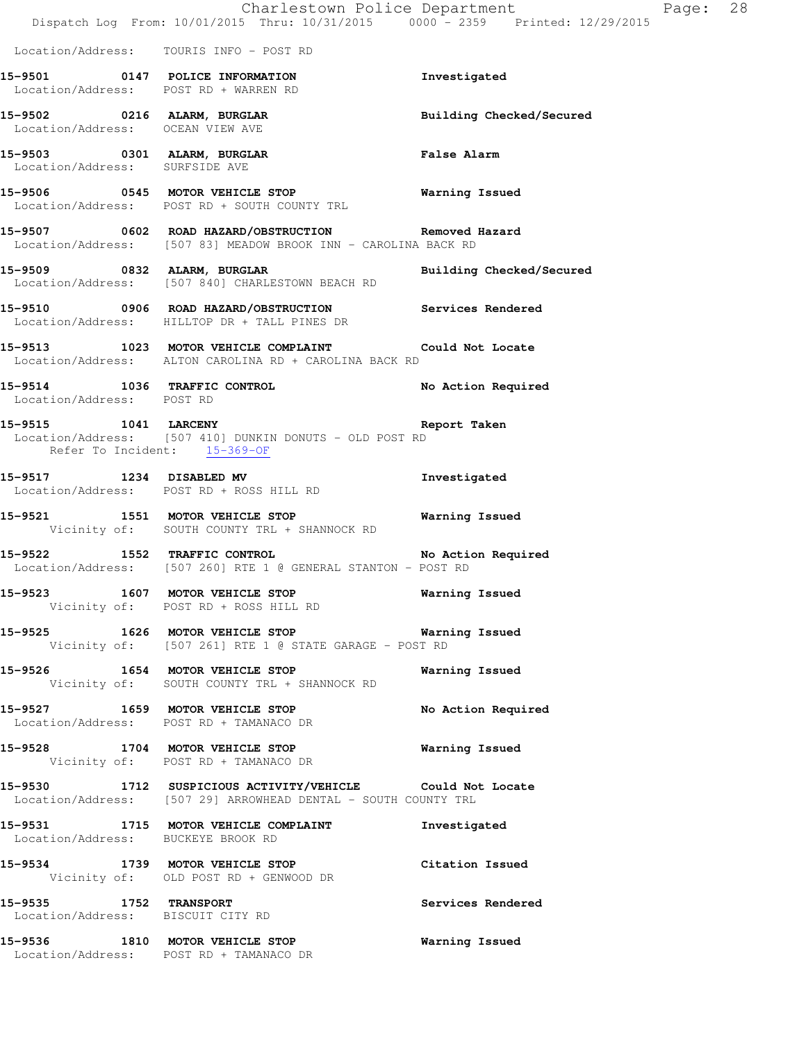Location/Address: TOURIS INFO - POST RD

**15-9501 0147 POLICE INFORMATION** Investigated
Location/Address: POST RD + WARREN RD

**15-9502 0216 ALARM, BURGLAR** Building Checked/Secured
Location/Address: OCEAN VIEW AVE

**15-9503 0301 ALARM, BURGLAR** False Alarm
Location/Address: SURFSIDE AVE

**15-9506 0545 MOTOR VEHICLE STOP** Warning Issued
Location/Address: POST RD + SOUTH COUNTY TRL

**15-9507 0602 ROAD HAZARD/OBSTRUCTION** Removed Hazard
Location/Address: [507 83] MEADOW BROOK INN - CAROLINA BACK RD

**15-9509 0832 ALARM, BURGLAR** Building Checked/Secured
Location/Address: [507 840] CHARLESTOWN BEACH RD

**15-9510 0906 ROAD HAZARD/OBSTRUCTION** Services Rendered
Location/Address: HILLTOP DR + TALL PINES DR

**15-9513 1023 MOTOR VEHICLE COMPLAINT** Could Not Locate
Location/Address: ALTON CAROLINA RD + CAROLINA BACK RD

**15-9514 1036 TRAFFIC CONTROL** No Action Required
Location/Address: POST RD

**15-9515 1041 LARCENY** Report Taken
Location/Address: [507 410] DUNKIN DONUTS - OLD POST RD
Refer To Incident: 15-369-OF

**15-9517 1234 DISABLED MV** Investigated
Location/Address: POST RD + ROSS HILL RD

**15-9521 1551 MOTOR VEHICLE STOP** Warning Issued
Vicinity of: SOUTH COUNTY TRL + SHANNOCK RD

**15-9522 1552 TRAFFIC CONTROL** No Action Required
Location/Address: [507 260] RTE 1 @ GENERAL STANTON - POST RD

**15-9523 1607 MOTOR VEHICLE STOP** Warning Issued
Vicinity of: POST RD + ROSS HILL RD

**15-9525 1626 MOTOR VEHICLE STOP** Warning Issued
Vicinity of: [507 261] RTE 1 @ STATE GARAGE - POST RD

**15-9526 1654 MOTOR VEHICLE STOP** Warning Issued
Vicinity of: SOUTH COUNTY TRL + SHANNOCK RD

**15-9527 1659 MOTOR VEHICLE STOP** No Action Required
Location/Address: POST RD + TAMANACO DR

**15-9528 1704 MOTOR VEHICLE STOP** Warning Issued
Vicinity of: POST RD + TAMANACO DR

**15-9530 1712 SUSPICIOUS ACTIVITY/VEHICLE** Could Not Locate
Location/Address: [507 29] ARROWHEAD DENTAL - SOUTH COUNTY TRL

**15-9531 1715 MOTOR VEHICLE COMPLAINT** Investigated
Location/Address: BUCKEYE BROOK RD

**15-9534 1739 MOTOR VEHICLE STOP** Citation Issued
Vicinity of: OLD POST RD + GENWOOD DR

**15-9535 1752 TRANSPORT** Services Rendered
Location/Address: BISCUIT CITY RD

**15-9536 1810 MOTOR VEHICLE STOP** Warning Issued
Location/Address: POST RD + TAMANACO DR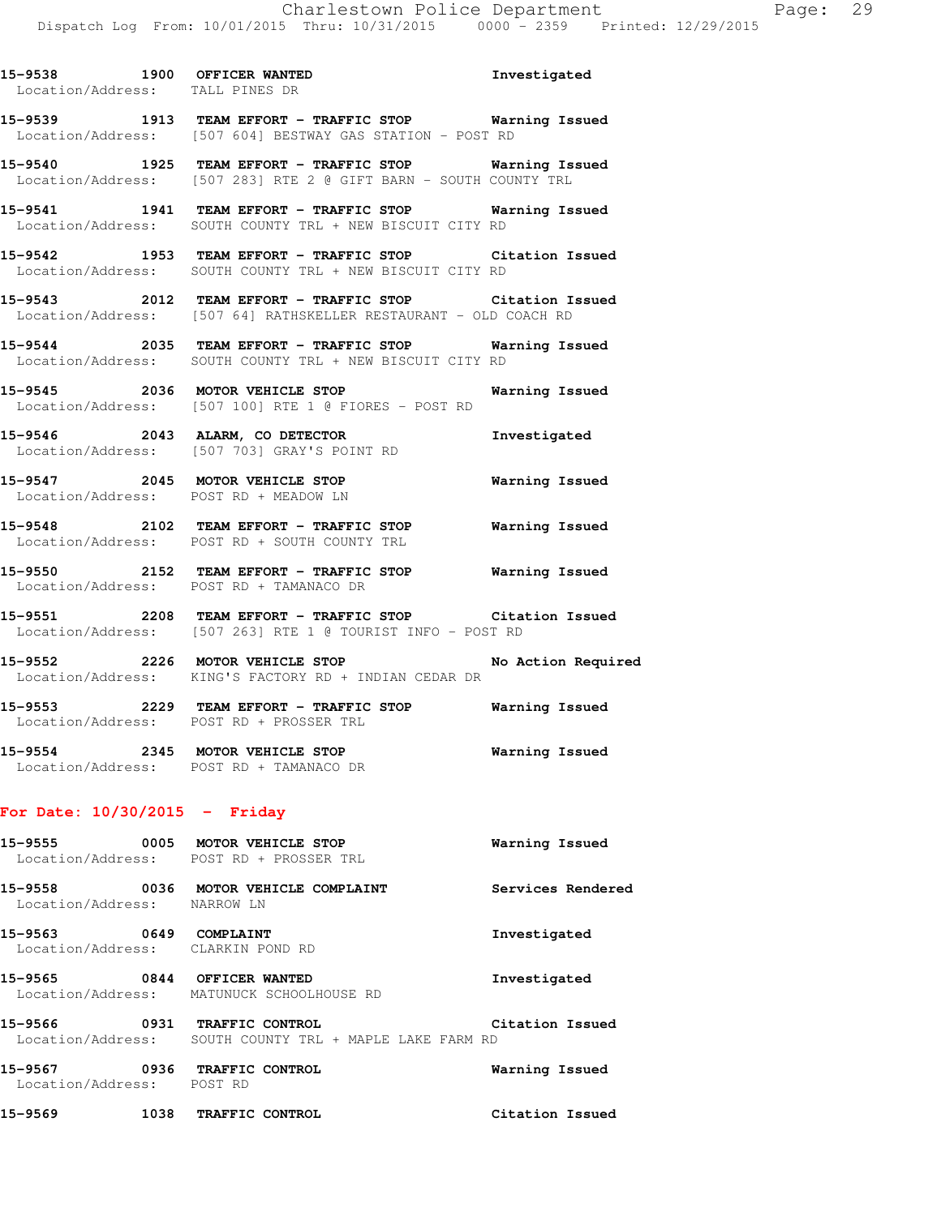15-9538 1900 **OFFICER WANTED** Investigated
Location/Address: TALL PINES DR

15-9539 1913 **TEAM EFFORT - TRAFFIC STOP** Warning Issued
Location/Address: [507 604] BESTWAY GAS STATION - POST RD

15-9540 1925 **TEAM EFFORT - TRAFFIC STOP** Warning Issued
Location/Address: [507 283] RTE 2 @ GIFT BARN - SOUTH COUNTY TRL

15-9541 1941 **TEAM EFFORT - TRAFFIC STOP** Warning Issued
Location/Address: SOUTH COUNTY TRL + NEW BISCUIT CITY RD

15-9542 1953 **TEAM EFFORT - TRAFFIC STOP** Citation Issued
Location/Address: SOUTH COUNTY TRL + NEW BISCUIT CITY RD

15-9543 2012 **TEAM EFFORT - TRAFFIC STOP** Citation Issued
Location/Address: [507 64] RATHSKELLER RESTAURANT - OLD COACH RD

15-9544 2035 **TEAM EFFORT - TRAFFIC STOP** Warning Issued
Location/Address: SOUTH COUNTY TRL + NEW BISCUIT CITY RD

15-9545 2036 **MOTOR VEHICLE STOP** Warning Issued
Location/Address: [507 100] RTE 1 @ FIORES - POST RD

15-9546 2043 **ALARM, CO DETECTOR** Investigated
Location/Address: [507 703] GRAY'S POINT RD

15-9547 2045 **MOTOR VEHICLE STOP** Warning Issued
Location/Address: POST RD + MEADOW LN

15-9548 2102 **TEAM EFFORT - TRAFFIC STOP** Warning Issued
Location/Address: POST RD + SOUTH COUNTY TRL

15-9550 2152 **TEAM EFFORT - TRAFFIC STOP** Warning Issued
Location/Address: POST RD + TAMANACO DR

15-9551 2208 **TEAM EFFORT - TRAFFIC STOP** Citation Issued
Location/Address: [507 263] RTE 1 @ TOURIST INFO - POST RD

15-9552 2226 **MOTOR VEHICLE STOP** No Action Required
Location/Address: KING'S FACTORY RD + INDIAN CEDAR DR

15-9553 2229 **TEAM EFFORT - TRAFFIC STOP** Warning Issued
Location/Address: POST RD + PROSSER TRL

15-9554 2345 **MOTOR VEHICLE STOP** Warning Issued
Location/Address: POST RD + TAMANACO DR

## For Date: 10/30/2015 - Friday

15-9555 0005 **MOTOR VEHICLE STOP** Warning Issued
Location/Address: POST RD + PROSSER TRL

15-9558 0036 **MOTOR VEHICLE COMPLAINT** Services Rendered
Location/Address: NARROW LN

15-9563 0649 **COMPLAINT** Investigated
Location/Address: CLARKIN POND RD

15-9565 0844 **OFFICER WANTED** Investigated
Location/Address: MATUNUCK SCHOOLHOUSE RD

15-9566 0931 **TRAFFIC CONTROL** Citation Issued
Location/Address: SOUTH COUNTY TRL + MAPLE LAKE FARM RD

15-9567 0936 **TRAFFIC CONTROL** Warning Issued
Location/Address: POST RD

15-9569 1038 **TRAFFIC CONTROL** Citation Issued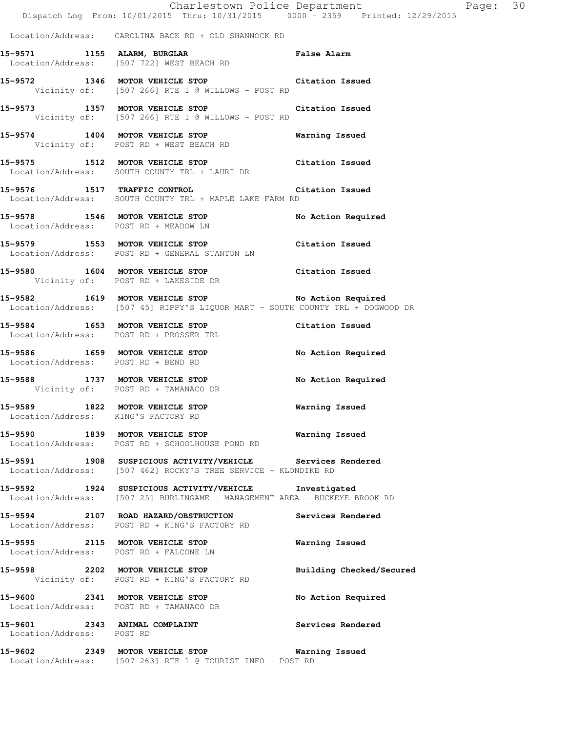Location/Address: CAROLINA BACK RD + OLD SHANNOCK RD

**15-9571 1155 ALARM, BURGLAR** False Alarm
Location/Address: [507 722] WEST BEACH RD

**15-9572 1346 MOTOR VEHICLE STOP** Citation Issued
Vicinity of: [507 266] RTE 1 @ WILLOWS - POST RD

**15-9573 1357 MOTOR VEHICLE STOP** Citation Issued
Vicinity of: [507 266] RTE 1 @ WILLOWS - POST RD

**15-9574 1404 MOTOR VEHICLE STOP** Warning Issued
Vicinity of: POST RD + WEST BEACH RD

**15-9575 1512 MOTOR VEHICLE STOP** Citation Issued
Location/Address: SOUTH COUNTY TRL + LAURI DR

**15-9576 1517 TRAFFIC CONTROL** Citation Issued
Location/Address: SOUTH COUNTY TRL + MAPLE LAKE FARM RD

**15-9578 1546 MOTOR VEHICLE STOP** No Action Required
Location/Address: POST RD + MEADOW LN

**15-9579 1553 MOTOR VEHICLE STOP** Citation Issued
Location/Address: POST RD + GENERAL STANTON LN

**15-9580 1604 MOTOR VEHICLE STOP** Citation Issued
Vicinity of: POST RD + LAKESIDE DR

**15-9582 1619 MOTOR VEHICLE STOP** No Action Required
Location/Address: [507 45] RIPPY'S LIQUOR MART - SOUTH COUNTY TRL + DOGWOOD DR

**15-9584 1653 MOTOR VEHICLE STOP** Citation Issued
Location/Address: POST RD + PROSSER TRL

**15-9586 1659 MOTOR VEHICLE STOP** No Action Required
Location/Address: POST RD + BEND RD

**15-9588 1737 MOTOR VEHICLE STOP** No Action Required
Vicinity of: POST RD + TAMANACO DR

**15-9589 1822 MOTOR VEHICLE STOP** Warning Issued
Location/Address: KING'S FACTORY RD

**15-9590 1839 MOTOR VEHICLE STOP** Warning Issued
Location/Address: POST RD + SCHOOLHOUSE POND RD

**15-9591 1908 SUSPICIOUS ACTIVITY/VEHICLE** Services Rendered
Location/Address: [507 462] ROCKY'S TREE SERVICE - KLONDIKE RD

**15-9592 1924 SUSPICIOUS ACTIVITY/VEHICLE** Investigated
Location/Address: [507 25] BURLINGAME - MANAGEMENT AREA - BUCKEYE BROOK RD

**15-9594 2107 ROAD HAZARD/OBSTRUCTION** Services Rendered
Location/Address: POST RD + KING'S FACTORY RD

**15-9595 2115 MOTOR VEHICLE STOP** Warning Issued
Location/Address: POST RD + FALCONE LN

**15-9598 2202 MOTOR VEHICLE STOP** Building Checked/Secured
Vicinity of: POST RD + KING'S FACTORY RD

**15-9600 2341 MOTOR VEHICLE STOP** No Action Required
Location/Address: POST RD + TAMANACO DR

**15-9601 2343 ANIMAL COMPLAINT** Services Rendered
Location/Address: POST RD

**15-9602 2349 MOTOR VEHICLE STOP** Warning Issued
Location/Address: [507 263] RTE 1 @ TOURIST INFO - POST RD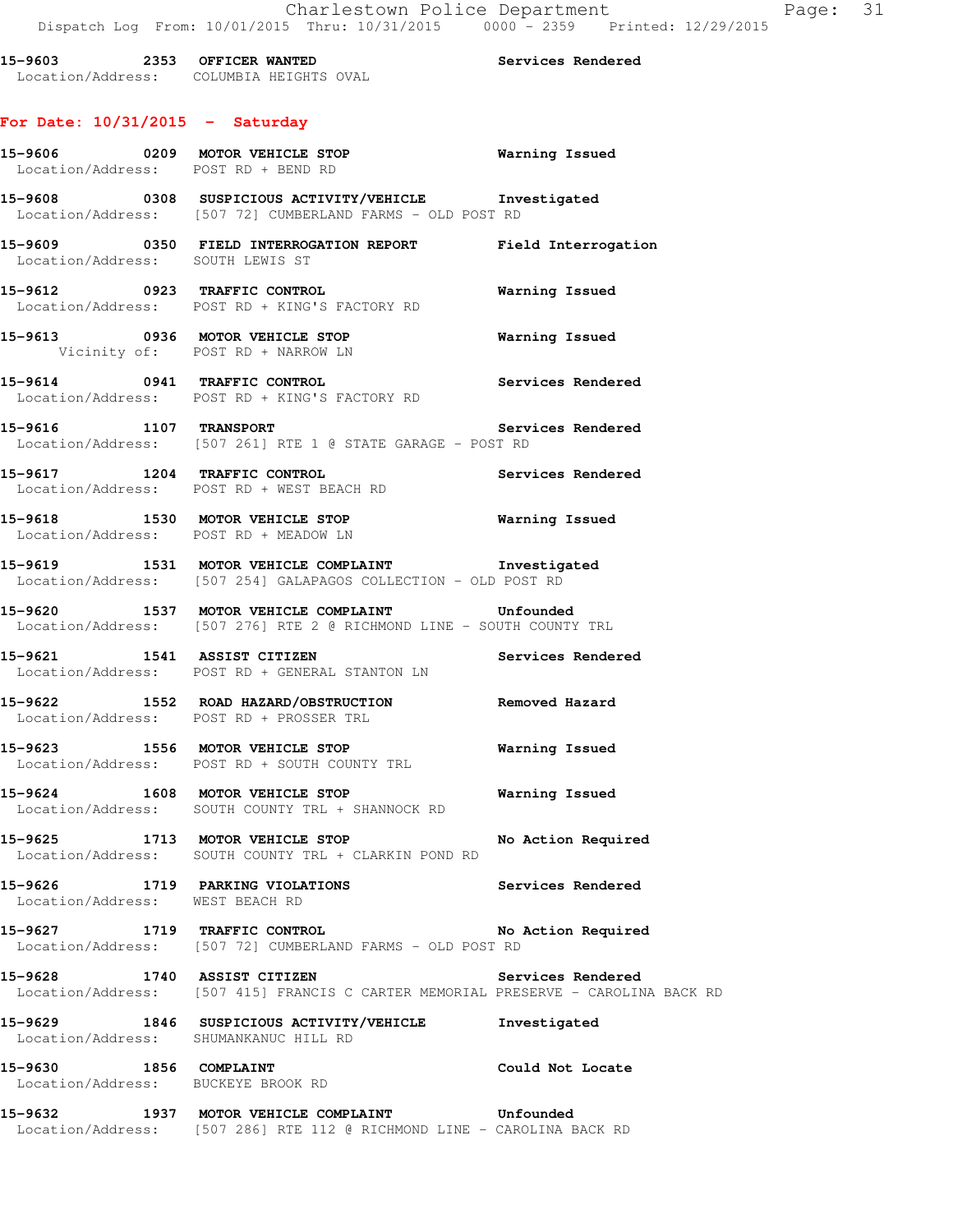15-9603 2353 OFFICER WANTED Services Rendered
Location/Address: COLUMBIA HEIGHTS OVAL

**For Date: 10/31/2015 - Saturday**

15-9606 0209 MOTOR VEHICLE STOP Warning Issued
Location/Address: POST RD + BEND RD

15-9608 0308 SUSPICIOUS ACTIVITY/VEHICLE Investigated
Location/Address: [507 72] CUMBERLAND FARMS - OLD POST RD

15-9609 0350 FIELD INTERROGATION REPORT Field Interrogation
Location/Address: SOUTH LEWIS ST

15-9612 0923 TRAFFIC CONTROL Warning Issued
Location/Address: POST RD + KING'S FACTORY RD

15-9613 0936 MOTOR VEHICLE STOP Warning Issued
Vicinity of: POST RD + NARROW LN

15-9614 0941 TRAFFIC CONTROL Services Rendered
Location/Address: POST RD + KING'S FACTORY RD

15-9616 1107 TRANSPORT Services Rendered
Location/Address: [507 261] RTE 1 @ STATE GARAGE - POST RD

15-9617 1204 TRAFFIC CONTROL Services Rendered
Location/Address: POST RD + WEST BEACH RD

15-9618 1530 MOTOR VEHICLE STOP Warning Issued
Location/Address: POST RD + MEADOW LN

15-9619 1531 MOTOR VEHICLE COMPLAINT Investigated
Location/Address: [507 254] GALAPAGOS COLLECTION - OLD POST RD

15-9620 1537 MOTOR VEHICLE COMPLAINT Unfounded
Location/Address: [507 276] RTE 2 @ RICHMOND LINE - SOUTH COUNTY TRL

15-9621 1541 ASSIST CITIZEN Services Rendered
Location/Address: POST RD + GENERAL STANTON LN

15-9622 1552 ROAD HAZARD/OBSTRUCTION Removed Hazard
Location/Address: POST RD + PROSSER TRL

15-9623 1556 MOTOR VEHICLE STOP Warning Issued
Location/Address: POST RD + SOUTH COUNTY TRL

15-9624 1608 MOTOR VEHICLE STOP Warning Issued
Location/Address: SOUTH COUNTY TRL + SHANNOCK RD

15-9625 1713 MOTOR VEHICLE STOP No Action Required
Location/Address: SOUTH COUNTY TRL + CLARKIN POND RD

15-9626 1719 PARKING VIOLATIONS Services Rendered
Location/Address: WEST BEACH RD

15-9627 1719 TRAFFIC CONTROL No Action Required
Location/Address: [507 72] CUMBERLAND FARMS - OLD POST RD

15-9628 1740 ASSIST CITIZEN Services Rendered
Location/Address: [507 415] FRANCIS C CARTER MEMORIAL PRESERVE - CAROLINA BACK RD

15-9629 1846 SUSPICIOUS ACTIVITY/VEHICLE Investigated
Location/Address: SHUMANKANUC HILL RD

15-9630 1856 COMPLAINT Could Not Locate
Location/Address: BUCKEYE BROOK RD

15-9632 1937 MOTOR VEHICLE COMPLAINT Unfounded
Location/Address: [507 286] RTE 112 @ RICHMOND LINE - CAROLINA BACK RD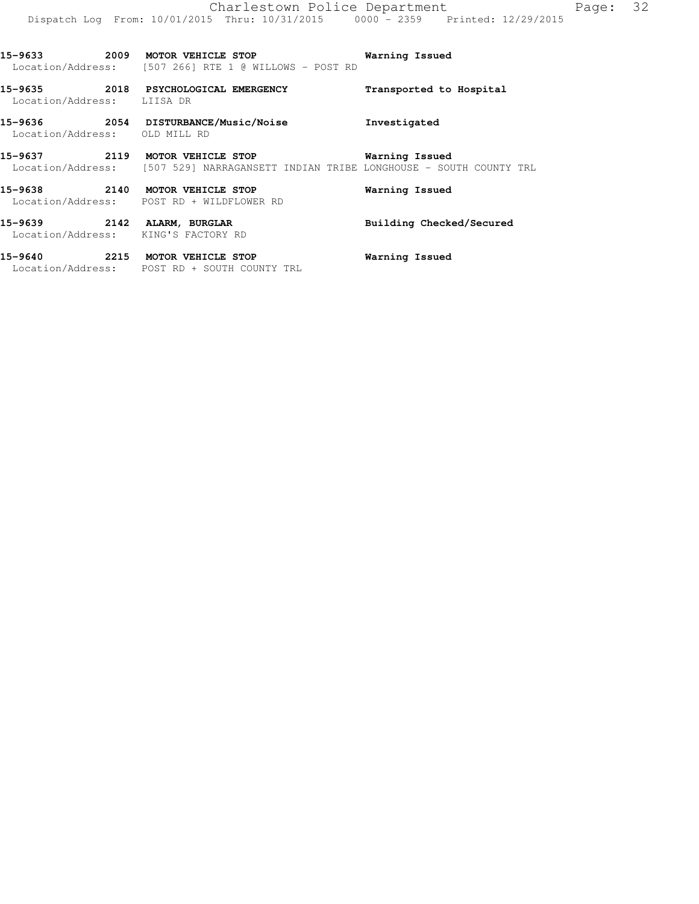**15-9633 2009 MOTOR VEHICLE STOP Warning Issued**
Location/Address: [507 266] RTE 1 @ WILLOWS - POST RD

**15-9635 2018 PSYCHOLOGICAL EMERGENCY Transported to Hospital**
Location/Address: LIISA DR

**15-9636 2054 DISTURBANCE/Music/Noise Investigated**
Location/Address: OLD MILL RD

**15-9637 2119 MOTOR VEHICLE STOP Warning Issued**
Location/Address: [507 529] NARRAGANSETT INDIAN TRIBE LONGHOUSE - SOUTH COUNTY TRL

**15-9638 2140 MOTOR VEHICLE STOP Warning Issued**
Location/Address: POST RD + WILDFLOWER RD

**15-9639 2142 ALARM, BURGLAR Building Checked/Secured**
Location/Address: KING'S FACTORY RD

**15-9640 2215 MOTOR VEHICLE STOP Warning Issued**
Location/Address: POST RD + SOUTH COUNTY TRL